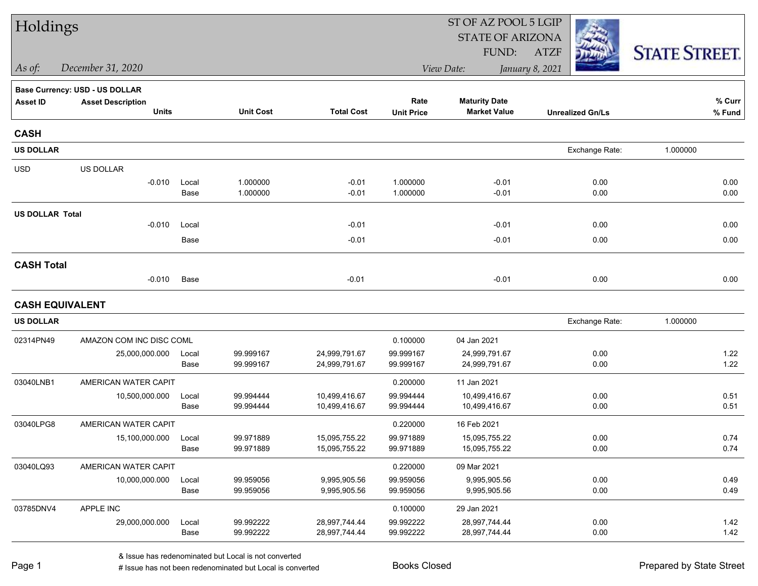# Holdings

ST OF AZ POOL 5 LGIP
STATE OF ARIZONA
FUND: ATZF

*As of:* *December 31, 2020*

*View Date:* *January 8, 2021*

STATE STREET

**Base Currency: USD - US DOLLAR**

| Asset ID | Asset Description / Units | | Unit Cost | Total Cost | Rate / Unit Price | Maturity Date / Market Value | Unrealized Gn/Ls | % Curr / % Fund |
|---|---|---|---|---|---|---|---|---|
| **CASH** | | | | | | | | |
| **US DOLLAR** | | | | | | | Exchange Rate: | 1.000000 |
| USD | US DOLLAR | | | | | | | |
| | -0.010 | Local | 1.000000 | -0.01 | 1.000000 | -0.01 | 0.00 | 0.00 |
| | | Base | 1.000000 | -0.01 | 1.000000 | -0.01 | 0.00 | 0.00 |
| **US DOLLAR Total** | | | | | | | | |
| | -0.010 | Local | | -0.01 | | -0.01 | 0.00 | 0.00 |
| | | Base | | -0.01 | | -0.01 | 0.00 | 0.00 |
| **CASH Total** | | | | | | | | |
| | -0.010 | Base | | -0.01 | | -0.01 | 0.00 | 0.00 |
| **CASH EQUIVALENT** | | | | | | | | |
| **US DOLLAR** | | | | | | | Exchange Rate: | 1.000000 |
| 02314PN49 | AMAZON COM INC DISC COML | | | | 0.100000 | 04 Jan 2021 | | |
| | 25,000,000.000 | Local | 99.999167 | 24,999,791.67 | 99.999167 | 24,999,791.67 | 0.00 | 1.22 |
| | | Base | 99.999167 | 24,999,791.67 | 99.999167 | 24,999,791.67 | 0.00 | 1.22 |
| 03040LNB1 | AMERICAN WATER CAPIT | | | | 0.200000 | 11 Jan 2021 | | |
| | 10,500,000.000 | Local | 99.994444 | 10,499,416.67 | 99.994444 | 10,499,416.67 | 0.00 | 0.51 |
| | | Base | 99.994444 | 10,499,416.67 | 99.994444 | 10,499,416.67 | 0.00 | 0.51 |
| 03040LPG8 | AMERICAN WATER CAPIT | | | | 0.220000 | 16 Feb 2021 | | |
| | 15,100,000.000 | Local | 99.971889 | 15,095,755.22 | 99.971889 | 15,095,755.22 | 0.00 | 0.74 |
| | | Base | 99.971889 | 15,095,755.22 | 99.971889 | 15,095,755.22 | 0.00 | 0.74 |
| 03040LQ93 | AMERICAN WATER CAPIT | | | | 0.220000 | 09 Mar 2021 | | |
| | 10,000,000.000 | Local | 99.959056 | 9,995,905.56 | 99.959056 | 9,995,905.56 | 0.00 | 0.49 |
| | | Base | 99.959056 | 9,995,905.56 | 99.959056 | 9,995,905.56 | 0.00 | 0.49 |
| 03785DNV4 | APPLE INC | | | | 0.100000 | 29 Jan 2021 | | |
| | 29,000,000.000 | Local | 99.992222 | 28,997,744.44 | 99.992222 | 28,997,744.44 | 0.00 | 1.42 |
| | | Base | 99.992222 | 28,997,744.44 | 99.992222 | 28,997,744.44 | 0.00 | 1.42 |

& Issue has redenominated but Local is not converted

# Issue has not been redenominated but Local is converted

Books Closed

Prepared by State Street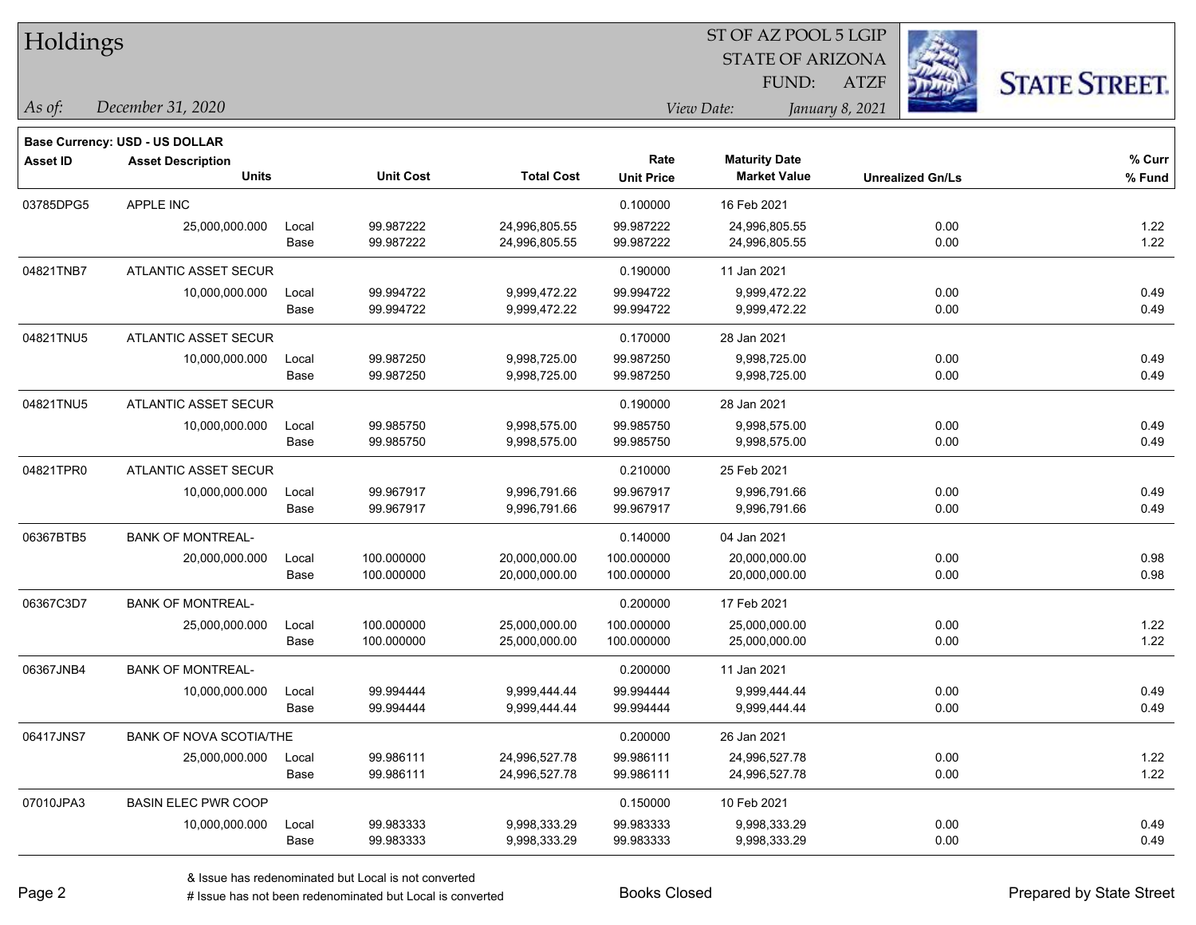# Holdings

ST OF AZ POOL 5 LGIP
STATE OF ARIZONA
FUND: ATZF

*As of:* *December 31, 2020*

*View Date:* *January 8, 2021*

**Base Currency: USD - US DOLLAR**

| Asset ID | Asset Description / Units | | Unit Cost | Total Cost | Rate / Unit Price | Maturity Date / Market Value | Unrealized Gn/Ls | % Curr / % Fund |
|---|---|---|---|---|---|---|---|---|
| 03785DPG5 | APPLE INC | | | | 0.100000 | 16 Feb 2021 | | |
| | 25,000,000.000 | Local | 99.987222 | 24,996,805.55 | 99.987222 | 24,996,805.55 | 0.00 | 1.22 |
| | | Base | 99.987222 | 24,996,805.55 | 99.987222 | 24,996,805.55 | 0.00 | 1.22 |
| 04821TNB7 | ATLANTIC ASSET SECUR | | | | 0.190000 | 11 Jan 2021 | | |
| | 10,000,000.000 | Local | 99.994722 | 9,999,472.22 | 99.994722 | 9,999,472.22 | 0.00 | 0.49 |
| | | Base | 99.994722 | 9,999,472.22 | 99.994722 | 9,999,472.22 | 0.00 | 0.49 |
| 04821TNU5 | ATLANTIC ASSET SECUR | | | | 0.170000 | 28 Jan 2021 | | |
| | 10,000,000.000 | Local | 99.987250 | 9,998,725.00 | 99.987250 | 9,998,725.00 | 0.00 | 0.49 |
| | | Base | 99.987250 | 9,998,725.00 | 99.987250 | 9,998,725.00 | 0.00 | 0.49 |
| 04821TNU5 | ATLANTIC ASSET SECUR | | | | 0.190000 | 28 Jan 2021 | | |
| | 10,000,000.000 | Local | 99.985750 | 9,998,575.00 | 99.985750 | 9,998,575.00 | 0.00 | 0.49 |
| | | Base | 99.985750 | 9,998,575.00 | 99.985750 | 9,998,575.00 | 0.00 | 0.49 |
| 04821TPR0 | ATLANTIC ASSET SECUR | | | | 0.210000 | 25 Feb 2021 | | |
| | 10,000,000.000 | Local | 99.967917 | 9,996,791.66 | 99.967917 | 9,996,791.66 | 0.00 | 0.49 |
| | | Base | 99.967917 | 9,996,791.66 | 99.967917 | 9,996,791.66 | 0.00 | 0.49 |
| 06367BTB5 | BANK OF MONTREAL- | | | | 0.140000 | 04 Jan 2021 | | |
| | 20,000,000.000 | Local | 100.000000 | 20,000,000.00 | 100.000000 | 20,000,000.00 | 0.00 | 0.98 |
| | | Base | 100.000000 | 20,000,000.00 | 100.000000 | 20,000,000.00 | 0.00 | 0.98 |
| 06367C3D7 | BANK OF MONTREAL- | | | | 0.200000 | 17 Feb 2021 | | |
| | 25,000,000.000 | Local | 100.000000 | 25,000,000.00 | 100.000000 | 25,000,000.00 | 0.00 | 1.22 |
| | | Base | 100.000000 | 25,000,000.00 | 100.000000 | 25,000,000.00 | 0.00 | 1.22 |
| 06367JNB4 | BANK OF MONTREAL- | | | | 0.200000 | 11 Jan 2021 | | |
| | 10,000,000.000 | Local | 99.994444 | 9,999,444.44 | 99.994444 | 9,999,444.44 | 0.00 | 0.49 |
| | | Base | 99.994444 | 9,999,444.44 | 99.994444 | 9,999,444.44 | 0.00 | 0.49 |
| 06417JNS7 | BANK OF NOVA SCOTIA/THE | | | | 0.200000 | 26 Jan 2021 | | |
| | 25,000,000.000 | Local | 99.986111 | 24,996,527.78 | 99.986111 | 24,996,527.78 | 0.00 | 1.22 |
| | | Base | 99.986111 | 24,996,527.78 | 99.986111 | 24,996,527.78 | 0.00 | 1.22 |
| 07010JPA3 | BASIN ELEC PWR COOP | | | | 0.150000 | 10 Feb 2021 | | |
| | 10,000,000.000 | Local | 99.983333 | 9,998,333.29 | 99.983333 | 9,998,333.29 | 0.00 | 0.49 |
| | | Base | 99.983333 | 9,998,333.29 | 99.983333 | 9,998,333.29 | 0.00 | 0.49 |

& Issue has redenominated but Local is not converted
# Issue has not been redenominated but Local is converted

Books Closed

Prepared by State Street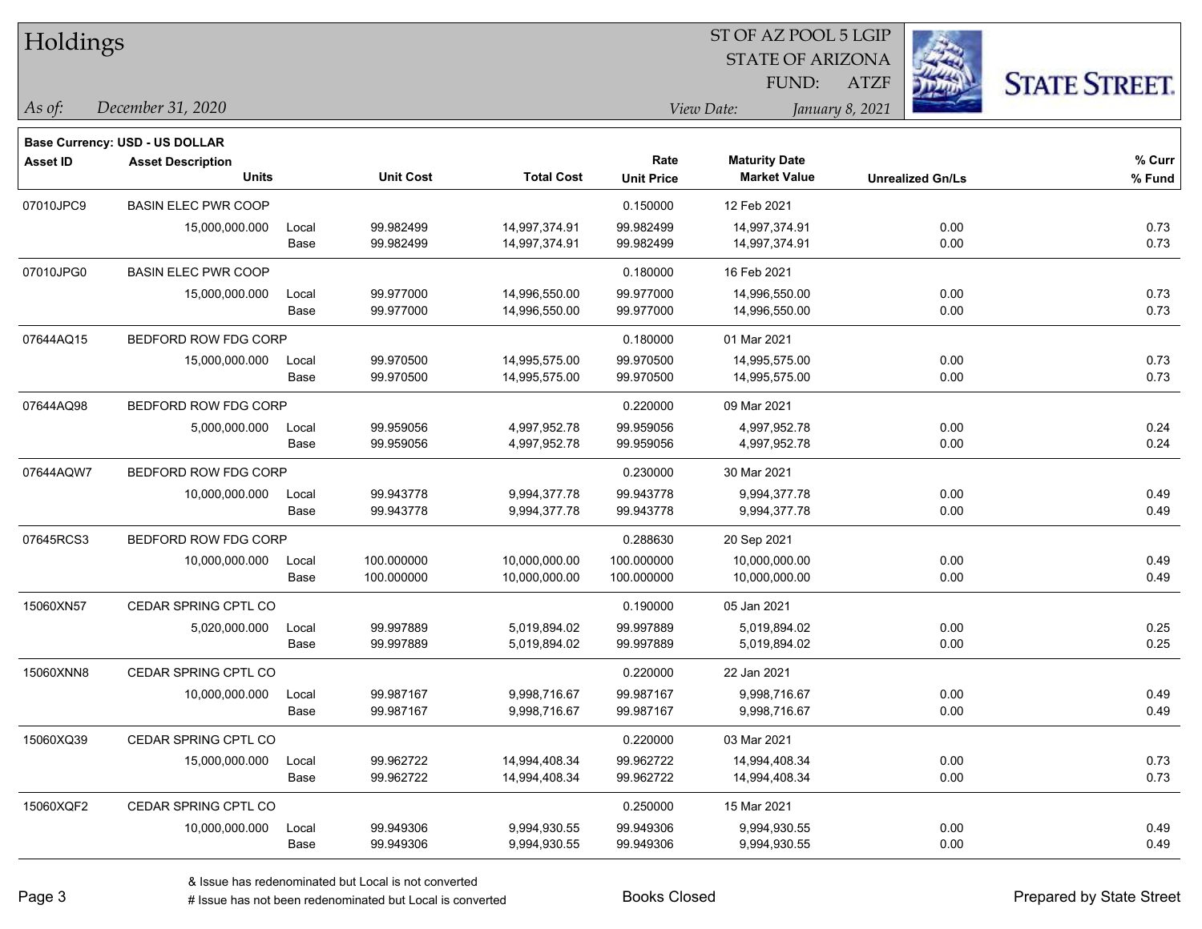# Holdings

ST OF AZ POOL 5 LGIP
STATE OF ARIZONA
FUND: ATZF

*As of:* December 31, 2020 | *View Date:* January 8, 2021

STATE STREET.

**Base Currency: USD - US DOLLAR**

| Asset ID | Asset Description / Units | | Unit Cost | Total Cost | Rate / Unit Price | Maturity Date / Market Value | Unrealized Gn/Ls | % Curr / % Fund |
|---|---|---|---|---|---|---|---|---|
| 07010JPC9 | BASIN ELEC PWR COOP | | | | 0.150000 | 12 Feb 2021 | | |
| | 15,000,000.000 | Local | 99.982499 | 14,997,374.91 | 99.982499 | 14,997,374.91 | 0.00 | 0.73 |
| | | Base | 99.982499 | 14,997,374.91 | 99.982499 | 14,997,374.91 | 0.00 | 0.73 |
| 07010JPG0 | BASIN ELEC PWR COOP | | | | 0.180000 | 16 Feb 2021 | | |
| | 15,000,000.000 | Local | 99.977000 | 14,996,550.00 | 99.977000 | 14,996,550.00 | 0.00 | 0.73 |
| | | Base | 99.977000 | 14,996,550.00 | 99.977000 | 14,996,550.00 | 0.00 | 0.73 |
| 07644AQ15 | BEDFORD ROW FDG CORP | | | | 0.180000 | 01 Mar 2021 | | |
| | 15,000,000.000 | Local | 99.970500 | 14,995,575.00 | 99.970500 | 14,995,575.00 | 0.00 | 0.73 |
| | | Base | 99.970500 | 14,995,575.00 | 99.970500 | 14,995,575.00 | 0.00 | 0.73 |
| 07644AQ98 | BEDFORD ROW FDG CORP | | | | 0.220000 | 09 Mar 2021 | | |
| | 5,000,000.000 | Local | 99.959056 | 4,997,952.78 | 99.959056 | 4,997,952.78 | 0.00 | 0.24 |
| | | Base | 99.959056 | 4,997,952.78 | 99.959056 | 4,997,952.78 | 0.00 | 0.24 |
| 07644AQW7 | BEDFORD ROW FDG CORP | | | | 0.230000 | 30 Mar 2021 | | |
| | 10,000,000.000 | Local | 99.943778 | 9,994,377.78 | 99.943778 | 9,994,377.78 | 0.00 | 0.49 |
| | | Base | 99.943778 | 9,994,377.78 | 99.943778 | 9,994,377.78 | 0.00 | 0.49 |
| 07645RCS3 | BEDFORD ROW FDG CORP | | | | 0.288630 | 20 Sep 2021 | | |
| | 10,000,000.000 | Local | 100.000000 | 10,000,000.00 | 100.000000 | 10,000,000.00 | 0.00 | 0.49 |
| | | Base | 100.000000 | 10,000,000.00 | 100.000000 | 10,000,000.00 | 0.00 | 0.49 |
| 15060XN57 | CEDAR SPRING CPTL CO | | | | 0.190000 | 05 Jan 2021 | | |
| | 5,020,000.000 | Local | 99.997889 | 5,019,894.02 | 99.997889 | 5,019,894.02 | 0.00 | 0.25 |
| | | Base | 99.997889 | 5,019,894.02 | 99.997889 | 5,019,894.02 | 0.00 | 0.25 |
| 15060XNN8 | CEDAR SPRING CPTL CO | | | | 0.220000 | 22 Jan 2021 | | |
| | 10,000,000.000 | Local | 99.987167 | 9,998,716.67 | 99.987167 | 9,998,716.67 | 0.00 | 0.49 |
| | | Base | 99.987167 | 9,998,716.67 | 99.987167 | 9,998,716.67 | 0.00 | 0.49 |
| 15060XQ39 | CEDAR SPRING CPTL CO | | | | 0.220000 | 03 Mar 2021 | | |
| | 15,000,000.000 | Local | 99.962722 | 14,994,408.34 | 99.962722 | 14,994,408.34 | 0.00 | 0.73 |
| | | Base | 99.962722 | 14,994,408.34 | 99.962722 | 14,994,408.34 | 0.00 | 0.73 |
| 15060XQF2 | CEDAR SPRING CPTL CO | | | | 0.250000 | 15 Mar 2021 | | |
| | 10,000,000.000 | Local | 99.949306 | 9,994,930.55 | 99.949306 | 9,994,930.55 | 0.00 | 0.49 |
| | | Base | 99.949306 | 9,994,930.55 | 99.949306 | 9,994,930.55 | 0.00 | 0.49 |

& Issue has redenominated but Local is not converted
# Issue has not been redenominated but Local is converted

Books Closed

Prepared by State Street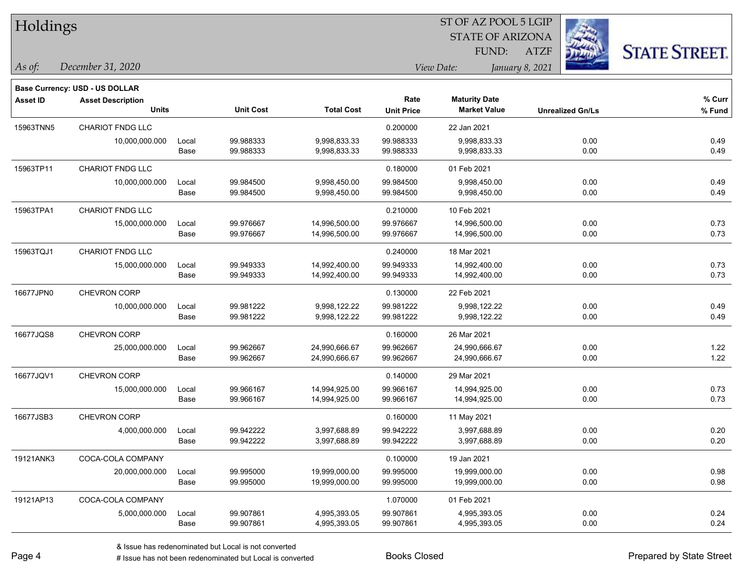# Holdings

ST OF AZ POOL 5 LGIP
STATE OF ARIZONA
FUND: ATZF

*As of:* *December 31, 2020*

*View Date:* *January 8, 2021*

**Base Currency: USD - US DOLLAR**

| Asset ID | Asset Description / Units | | Unit Cost | Total Cost | Rate / Unit Price | Maturity Date / Market Value | Unrealized Gn/Ls | % Curr / % Fund |
|---|---|---|---|---|---|---|---|---|
| 15963TNN5 | CHARIOT FNDG LLC | | | | 0.200000 | 22 Jan 2021 | | |
| | 10,000,000.000 | Local | 99.988333 | 9,998,833.33 | 99.988333 | 9,998,833.33 | 0.00 | 0.49 |
| | | Base | 99.988333 | 9,998,833.33 | 99.988333 | 9,998,833.33 | 0.00 | 0.49 |
| 15963TP11 | CHARIOT FNDG LLC | | | | 0.180000 | 01 Feb 2021 | | |
| | 10,000,000.000 | Local | 99.984500 | 9,998,450.00 | 99.984500 | 9,998,450.00 | 0.00 | 0.49 |
| | | Base | 99.984500 | 9,998,450.00 | 99.984500 | 9,998,450.00 | 0.00 | 0.49 |
| 15963TPA1 | CHARIOT FNDG LLC | | | | 0.210000 | 10 Feb 2021 | | |
| | 15,000,000.000 | Local | 99.976667 | 14,996,500.00 | 99.976667 | 14,996,500.00 | 0.00 | 0.73 |
| | | Base | 99.976667 | 14,996,500.00 | 99.976667 | 14,996,500.00 | 0.00 | 0.73 |
| 15963TQJ1 | CHARIOT FNDG LLC | | | | 0.240000 | 18 Mar 2021 | | |
| | 15,000,000.000 | Local | 99.949333 | 14,992,400.00 | 99.949333 | 14,992,400.00 | 0.00 | 0.73 |
| | | Base | 99.949333 | 14,992,400.00 | 99.949333 | 14,992,400.00 | 0.00 | 0.73 |
| 16677JPN0 | CHEVRON CORP | | | | 0.130000 | 22 Feb 2021 | | |
| | 10,000,000.000 | Local | 99.981222 | 9,998,122.22 | 99.981222 | 9,998,122.22 | 0.00 | 0.49 |
| | | Base | 99.981222 | 9,998,122.22 | 99.981222 | 9,998,122.22 | 0.00 | 0.49 |
| 16677JQS8 | CHEVRON CORP | | | | 0.160000 | 26 Mar 2021 | | |
| | 25,000,000.000 | Local | 99.962667 | 24,990,666.67 | 99.962667 | 24,990,666.67 | 0.00 | 1.22 |
| | | Base | 99.962667 | 24,990,666.67 | 99.962667 | 24,990,666.67 | 0.00 | 1.22 |
| 16677JQV1 | CHEVRON CORP | | | | 0.140000 | 29 Mar 2021 | | |
| | 15,000,000.000 | Local | 99.966167 | 14,994,925.00 | 99.966167 | 14,994,925.00 | 0.00 | 0.73 |
| | | Base | 99.966167 | 14,994,925.00 | 99.966167 | 14,994,925.00 | 0.00 | 0.73 |
| 16677JSB3 | CHEVRON CORP | | | | 0.160000 | 11 May 2021 | | |
| | 4,000,000.000 | Local | 99.942222 | 3,997,688.89 | 99.942222 | 3,997,688.89 | 0.00 | 0.20 |
| | | Base | 99.942222 | 3,997,688.89 | 99.942222 | 3,997,688.89 | 0.00 | 0.20 |
| 19121ANK3 | COCA-COLA COMPANY | | | | 0.100000 | 19 Jan 2021 | | |
| | 20,000,000.000 | Local | 99.995000 | 19,999,000.00 | 99.995000 | 19,999,000.00 | 0.00 | 0.98 |
| | | Base | 99.995000 | 19,999,000.00 | 99.995000 | 19,999,000.00 | 0.00 | 0.98 |
| 19121AP13 | COCA-COLA COMPANY | | | | 1.070000 | 01 Feb 2021 | | |
| | 5,000,000.000 | Local | 99.907861 | 4,995,393.05 | 99.907861 | 4,995,393.05 | 0.00 | 0.24 |
| | | Base | 99.907861 | 4,995,393.05 | 99.907861 | 4,995,393.05 | 0.00 | 0.24 |

& Issue has redenominated but Local is not converted
# Issue has not been redenominated but Local is converted

Books Closed

Prepared by State Street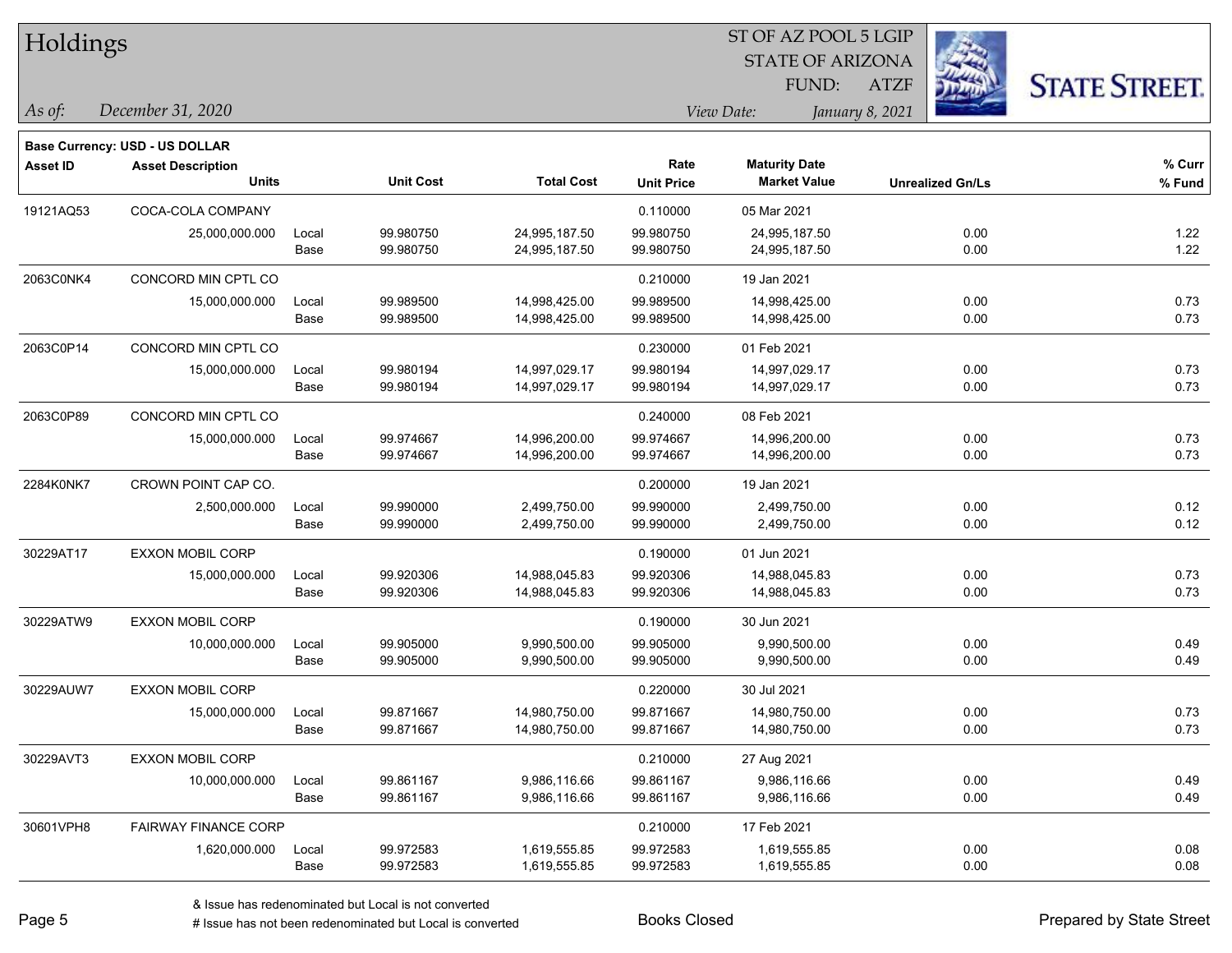# Holdings

ST OF AZ POOL 5 LGIP
STATE OF ARIZONA
FUND: ATZF

*As of:* *December 31, 2020*

*View Date:* *January 8, 2021*

**Base Currency: USD - US DOLLAR**

| Asset ID | Asset Description / Units | | Unit Cost | Total Cost | Rate / Unit Price | Maturity Date / Market Value | Unrealized Gn/Ls | % Curr / % Fund |
|---|---|---|---|---|---|---|---|---|
| 19121AQ53 | COCA-COLA COMPANY | | | | 0.110000 | 05 Mar 2021 | | |
| | 25,000,000.000 | Local | 99.980750 | 24,995,187.50 | 99.980750 | 24,995,187.50 | 0.00 | 1.22 |
| | | Base | 99.980750 | 24,995,187.50 | 99.980750 | 24,995,187.50 | 0.00 | 1.22 |
| 2063C0NK4 | CONCORD MIN CPTL CO | | | | 0.210000 | 19 Jan 2021 | | |
| | 15,000,000.000 | Local | 99.989500 | 14,998,425.00 | 99.989500 | 14,998,425.00 | 0.00 | 0.73 |
| | | Base | 99.989500 | 14,998,425.00 | 99.989500 | 14,998,425.00 | 0.00 | 0.73 |
| 2063C0P14 | CONCORD MIN CPTL CO | | | | 0.230000 | 01 Feb 2021 | | |
| | 15,000,000.000 | Local | 99.980194 | 14,997,029.17 | 99.980194 | 14,997,029.17 | 0.00 | 0.73 |
| | | Base | 99.980194 | 14,997,029.17 | 99.980194 | 14,997,029.17 | 0.00 | 0.73 |
| 2063C0P89 | CONCORD MIN CPTL CO | | | | 0.240000 | 08 Feb 2021 | | |
| | 15,000,000.000 | Local | 99.974667 | 14,996,200.00 | 99.974667 | 14,996,200.00 | 0.00 | 0.73 |
| | | Base | 99.974667 | 14,996,200.00 | 99.974667 | 14,996,200.00 | 0.00 | 0.73 |
| 2284K0NK7 | CROWN POINT CAP CO. | | | | 0.200000 | 19 Jan 2021 | | |
| | 2,500,000.000 | Local | 99.990000 | 2,499,750.00 | 99.990000 | 2,499,750.00 | 0.00 | 0.12 |
| | | Base | 99.990000 | 2,499,750.00 | 99.990000 | 2,499,750.00 | 0.00 | 0.12 |
| 30229AT17 | EXXON MOBIL CORP | | | | 0.190000 | 01 Jun 2021 | | |
| | 15,000,000.000 | Local | 99.920306 | 14,988,045.83 | 99.920306 | 14,988,045.83 | 0.00 | 0.73 |
| | | Base | 99.920306 | 14,988,045.83 | 99.920306 | 14,988,045.83 | 0.00 | 0.73 |
| 30229ATW9 | EXXON MOBIL CORP | | | | 0.190000 | 30 Jun 2021 | | |
| | 10,000,000.000 | Local | 99.905000 | 9,990,500.00 | 99.905000 | 9,990,500.00 | 0.00 | 0.49 |
| | | Base | 99.905000 | 9,990,500.00 | 99.905000 | 9,990,500.00 | 0.00 | 0.49 |
| 30229AUW7 | EXXON MOBIL CORP | | | | 0.220000 | 30 Jul 2021 | | |
| | 15,000,000.000 | Local | 99.871667 | 14,980,750.00 | 99.871667 | 14,980,750.00 | 0.00 | 0.73 |
| | | Base | 99.871667 | 14,980,750.00 | 99.871667 | 14,980,750.00 | 0.00 | 0.73 |
| 30229AVT3 | EXXON MOBIL CORP | | | | 0.210000 | 27 Aug 2021 | | |
| | 10,000,000.000 | Local | 99.861167 | 9,986,116.66 | 99.861167 | 9,986,116.66 | 0.00 | 0.49 |
| | | Base | 99.861167 | 9,986,116.66 | 99.861167 | 9,986,116.66 | 0.00 | 0.49 |
| 30601VPH8 | FAIRWAY FINANCE CORP | | | | 0.210000 | 17 Feb 2021 | | |
| | 1,620,000.000 | Local | 99.972583 | 1,619,555.85 | 99.972583 | 1,619,555.85 | 0.00 | 0.08 |
| | | Base | 99.972583 | 1,619,555.85 | 99.972583 | 1,619,555.85 | 0.00 | 0.08 |

& Issue has redenominated but Local is not converted
# Issue has not been redenominated but Local is converted

Books Closed

Prepared by State Street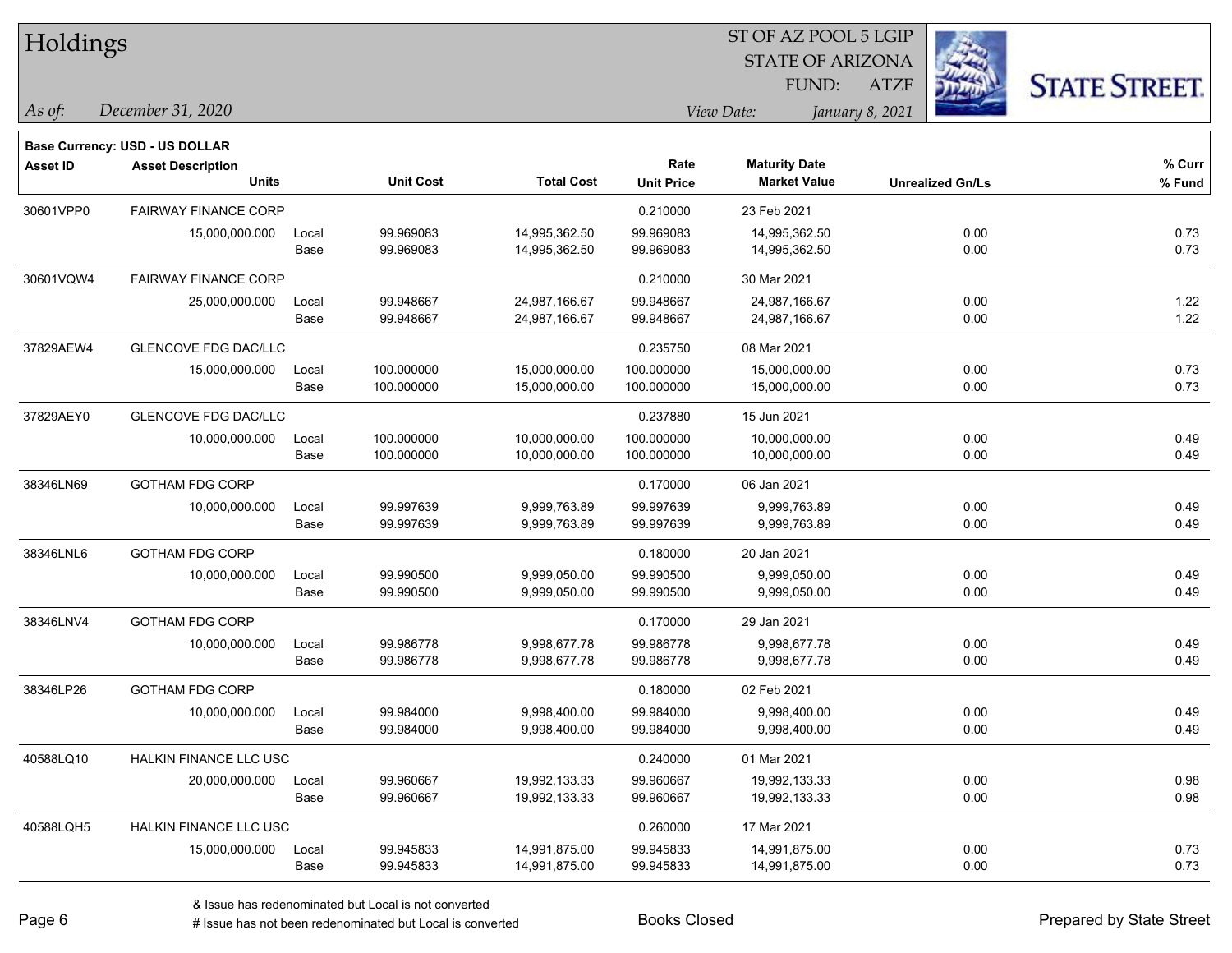# Holdings

ST OF AZ POOL 5 LGIP
STATE OF ARIZONA
FUND: ATZF

*As of:* *December 31, 2020*

*View Date:* *January 8, 2021*

**Base Currency: USD - US DOLLAR**

| Asset ID | Asset Description / Units | | Unit Cost | Total Cost | Rate / Unit Price | Maturity Date / Market Value | Unrealized Gn/Ls | % Curr / % Fund |
|---|---|---|---|---|---|---|---|---|
| 30601VPP0 | FAIRWAY FINANCE CORP | | | | 0.210000 | 23 Feb 2021 | | |
| | 15,000,000.000 | Local | 99.969083 | 14,995,362.50 | 99.969083 | 14,995,362.50 | 0.00 | 0.73 |
| | | Base | 99.969083 | 14,995,362.50 | 99.969083 | 14,995,362.50 | 0.00 | 0.73 |
| 30601VQW4 | FAIRWAY FINANCE CORP | | | | 0.210000 | 30 Mar 2021 | | |
| | 25,000,000.000 | Local | 99.948667 | 24,987,166.67 | 99.948667 | 24,987,166.67 | 0.00 | 1.22 |
| | | Base | 99.948667 | 24,987,166.67 | 99.948667 | 24,987,166.67 | 0.00 | 1.22 |
| 37829AEW4 | GLENCOVE FDG DAC/LLC | | | | 0.235750 | 08 Mar 2021 | | |
| | 15,000,000.000 | Local | 100.000000 | 15,000,000.00 | 100.000000 | 15,000,000.00 | 0.00 | 0.73 |
| | | Base | 100.000000 | 15,000,000.00 | 100.000000 | 15,000,000.00 | 0.00 | 0.73 |
| 37829AEY0 | GLENCOVE FDG DAC/LLC | | | | 0.237880 | 15 Jun 2021 | | |
| | 10,000,000.000 | Local | 100.000000 | 10,000,000.00 | 100.000000 | 10,000,000.00 | 0.00 | 0.49 |
| | | Base | 100.000000 | 10,000,000.00 | 100.000000 | 10,000,000.00 | 0.00 | 0.49 |
| 38346LN69 | GOTHAM FDG CORP | | | | 0.170000 | 06 Jan 2021 | | |
| | 10,000,000.000 | Local | 99.997639 | 9,999,763.89 | 99.997639 | 9,999,763.89 | 0.00 | 0.49 |
| | | Base | 99.997639 | 9,999,763.89 | 99.997639 | 9,999,763.89 | 0.00 | 0.49 |
| 38346LNL6 | GOTHAM FDG CORP | | | | 0.180000 | 20 Jan 2021 | | |
| | 10,000,000.000 | Local | 99.990500 | 9,999,050.00 | 99.990500 | 9,999,050.00 | 0.00 | 0.49 |
| | | Base | 99.990500 | 9,999,050.00 | 99.990500 | 9,999,050.00 | 0.00 | 0.49 |
| 38346LNV4 | GOTHAM FDG CORP | | | | 0.170000 | 29 Jan 2021 | | |
| | 10,000,000.000 | Local | 99.986778 | 9,998,677.78 | 99.986778 | 9,998,677.78 | 0.00 | 0.49 |
| | | Base | 99.986778 | 9,998,677.78 | 99.986778 | 9,998,677.78 | 0.00 | 0.49 |
| 38346LP26 | GOTHAM FDG CORP | | | | 0.180000 | 02 Feb 2021 | | |
| | 10,000,000.000 | Local | 99.984000 | 9,998,400.00 | 99.984000 | 9,998,400.00 | 0.00 | 0.49 |
| | | Base | 99.984000 | 9,998,400.00 | 99.984000 | 9,998,400.00 | 0.00 | 0.49 |
| 40588LQ10 | HALKIN FINANCE LLC USC | | | | 0.240000 | 01 Mar 2021 | | |
| | 20,000,000.000 | Local | 99.960667 | 19,992,133.33 | 99.960667 | 19,992,133.33 | 0.00 | 0.98 |
| | | Base | 99.960667 | 19,992,133.33 | 99.960667 | 19,992,133.33 | 0.00 | 0.98 |
| 40588LQH5 | HALKIN FINANCE LLC USC | | | | 0.260000 | 17 Mar 2021 | | |
| | 15,000,000.000 | Local | 99.945833 | 14,991,875.00 | 99.945833 | 14,991,875.00 | 0.00 | 0.73 |
| | | Base | 99.945833 | 14,991,875.00 | 99.945833 | 14,991,875.00 | 0.00 | 0.73 |

& Issue has redenominated but Local is not converted
# Issue has not been redenominated but Local is converted

Books Closed

Prepared by State Street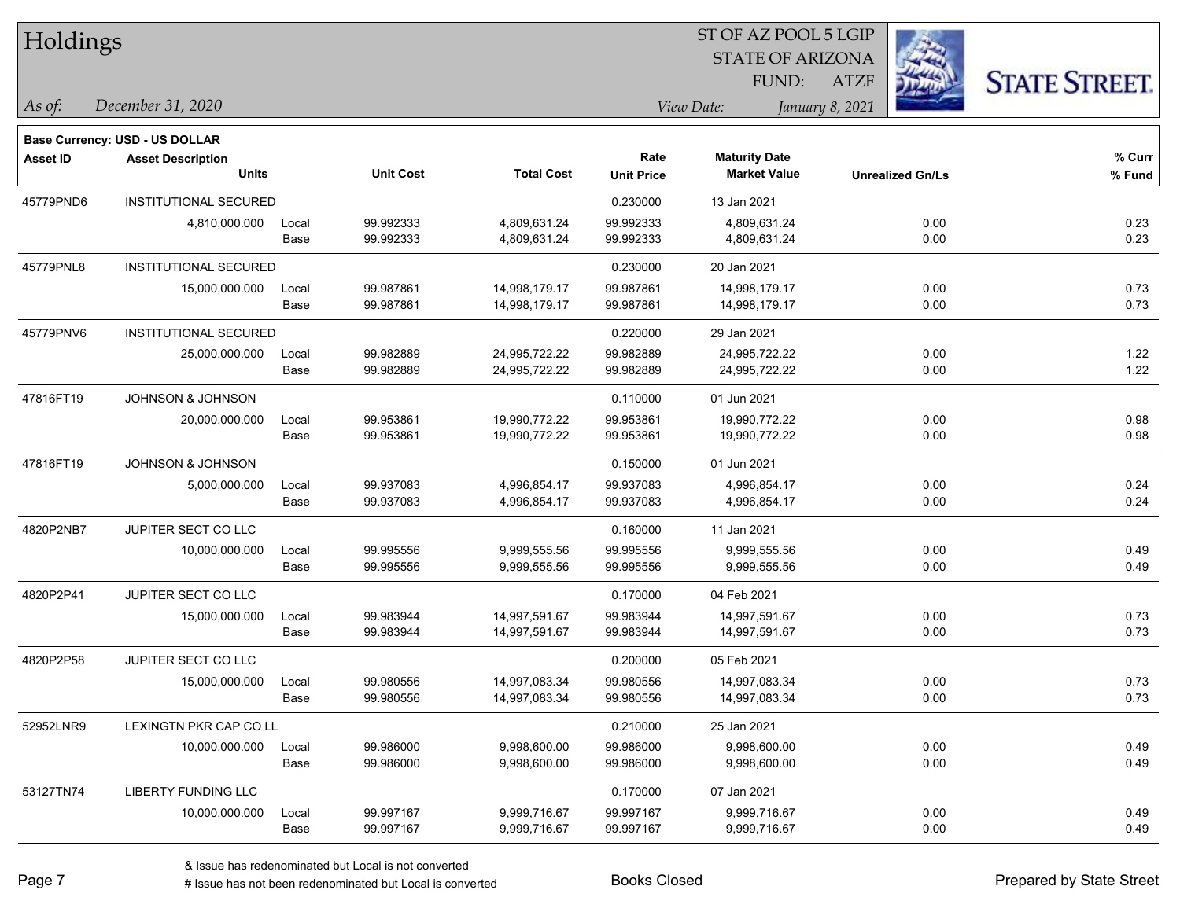# Holdings

ST OF AZ POOL 5 LGIP
STATE OF ARIZONA
FUND: ATZF

*As of:* *December 31, 2020*

*View Date:* *January 8, 2021*

**Base Currency: USD - US DOLLAR**

| Asset ID | Asset Description / Units | | Unit Cost | Total Cost | Rate / Unit Price | Maturity Date / Market Value | Unrealized Gn/Ls | % Curr / % Fund |
|---|---|---|---|---|---|---|---|---|
| 45779PND6 | INSTITUTIONAL SECURED | | | | 0.230000 | 13 Jan 2021 | | |
| | 4,810,000.000 | Local | 99.992333 | 4,809,631.24 | 99.992333 | 4,809,631.24 | 0.00 | 0.23 |
| | | Base | 99.992333 | 4,809,631.24 | 99.992333 | 4,809,631.24 | 0.00 | 0.23 |
| 45779PNL8 | INSTITUTIONAL SECURED | | | | 0.230000 | 20 Jan 2021 | | |
| | 15,000,000.000 | Local | 99.987861 | 14,998,179.17 | 99.987861 | 14,998,179.17 | 0.00 | 0.73 |
| | | Base | 99.987861 | 14,998,179.17 | 99.987861 | 14,998,179.17 | 0.00 | 0.73 |
| 45779PNV6 | INSTITUTIONAL SECURED | | | | 0.220000 | 29 Jan 2021 | | |
| | 25,000,000.000 | Local | 99.982889 | 24,995,722.22 | 99.982889 | 24,995,722.22 | 0.00 | 1.22 |
| | | Base | 99.982889 | 24,995,722.22 | 99.982889 | 24,995,722.22 | 0.00 | 1.22 |
| 47816FT19 | JOHNSON & JOHNSON | | | | 0.110000 | 01 Jun 2021 | | |
| | 20,000,000.000 | Local | 99.953861 | 19,990,772.22 | 99.953861 | 19,990,772.22 | 0.00 | 0.98 |
| | | Base | 99.953861 | 19,990,772.22 | 99.953861 | 19,990,772.22 | 0.00 | 0.98 |
| 47816FT19 | JOHNSON & JOHNSON | | | | 0.150000 | 01 Jun 2021 | | |
| | 5,000,000.000 | Local | 99.937083 | 4,996,854.17 | 99.937083 | 4,996,854.17 | 0.00 | 0.24 |
| | | Base | 99.937083 | 4,996,854.17 | 99.937083 | 4,996,854.17 | 0.00 | 0.24 |
| 4820P2NB7 | JUPITER SECT CO LLC | | | | 0.160000 | 11 Jan 2021 | | |
| | 10,000,000.000 | Local | 99.995556 | 9,999,555.56 | 99.995556 | 9,999,555.56 | 0.00 | 0.49 |
| | | Base | 99.995556 | 9,999,555.56 | 99.995556 | 9,999,555.56 | 0.00 | 0.49 |
| 4820P2P41 | JUPITER SECT CO LLC | | | | 0.170000 | 04 Feb 2021 | | |
| | 15,000,000.000 | Local | 99.983944 | 14,997,591.67 | 99.983944 | 14,997,591.67 | 0.00 | 0.73 |
| | | Base | 99.983944 | 14,997,591.67 | 99.983944 | 14,997,591.67 | 0.00 | 0.73 |
| 4820P2P58 | JUPITER SECT CO LLC | | | | 0.200000 | 05 Feb 2021 | | |
| | 15,000,000.000 | Local | 99.980556 | 14,997,083.34 | 99.980556 | 14,997,083.34 | 0.00 | 0.73 |
| | | Base | 99.980556 | 14,997,083.34 | 99.980556 | 14,997,083.34 | 0.00 | 0.73 |
| 52952LNR9 | LEXINGTN PKR CAP CO LL | | | | 0.210000 | 25 Jan 2021 | | |
| | 10,000,000.000 | Local | 99.986000 | 9,998,600.00 | 99.986000 | 9,998,600.00 | 0.00 | 0.49 |
| | | Base | 99.986000 | 9,998,600.00 | 99.986000 | 9,998,600.00 | 0.00 | 0.49 |
| 53127TN74 | LIBERTY FUNDING LLC | | | | 0.170000 | 07 Jan 2021 | | |
| | 10,000,000.000 | Local | 99.997167 | 9,999,716.67 | 99.997167 | 9,999,716.67 | 0.00 | 0.49 |
| | | Base | 99.997167 | 9,999,716.67 | 99.997167 | 9,999,716.67 | 0.00 | 0.49 |

& Issue has redenominated but Local is not converted
# Issue has not been redenominated but Local is converted

Books Closed

Prepared by State Street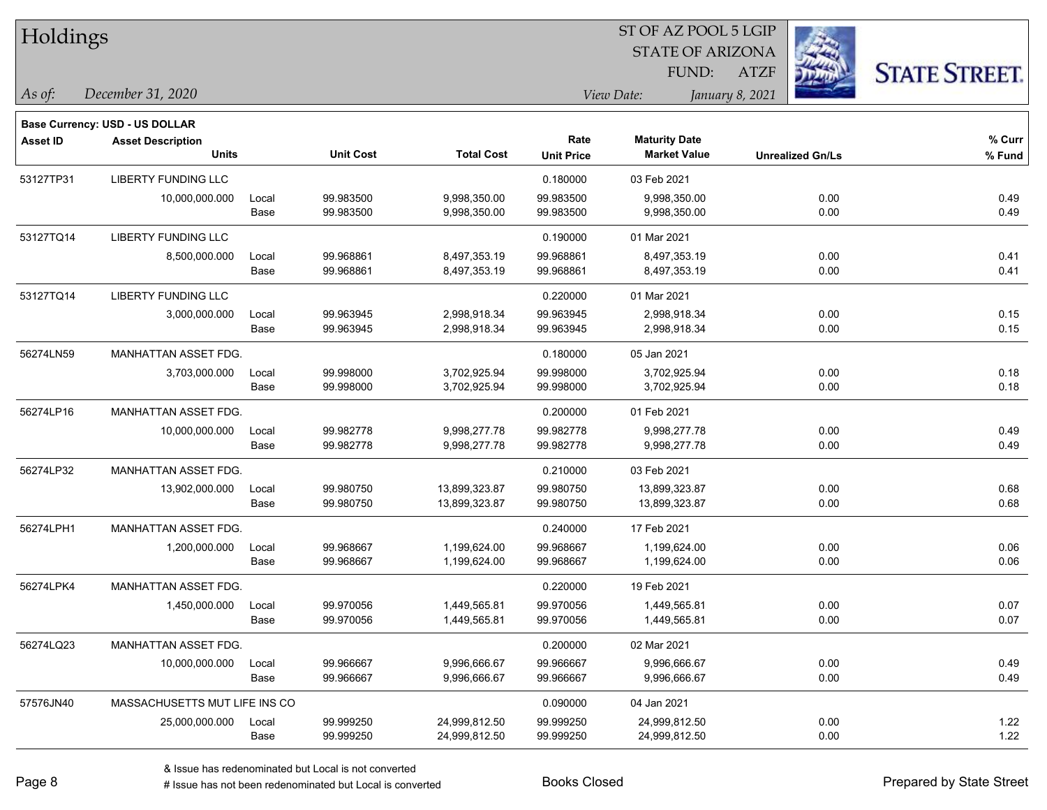# Holdings

ST OF AZ POOL 5 LGIP
STATE OF ARIZONA
FUND: ATZF

*As of:* *December 31, 2020*

*View Date:* *January 8, 2021*

**Base Currency: USD - US DOLLAR**

| Asset ID | Asset Description / Units | | Unit Cost | Total Cost | Rate / Unit Price | Maturity Date / Market Value | Unrealized Gn/Ls | % Curr / % Fund |
|---|---|---|---|---|---|---|---|---|
| 53127TP31 | LIBERTY FUNDING LLC | | | | 0.180000 | 03 Feb 2021 | | |
| | 10,000,000.000 | Local | 99.983500 | 9,998,350.00 | 99.983500 | 9,998,350.00 | 0.00 | 0.49 |
| | | Base | 99.983500 | 9,998,350.00 | 99.983500 | 9,998,350.00 | 0.00 | 0.49 |
| 53127TQ14 | LIBERTY FUNDING LLC | | | | 0.190000 | 01 Mar 2021 | | |
| | 8,500,000.000 | Local | 99.968861 | 8,497,353.19 | 99.968861 | 8,497,353.19 | 0.00 | 0.41 |
| | | Base | 99.968861 | 8,497,353.19 | 99.968861 | 8,497,353.19 | 0.00 | 0.41 |
| 53127TQ14 | LIBERTY FUNDING LLC | | | | 0.220000 | 01 Mar 2021 | | |
| | 3,000,000.000 | Local | 99.963945 | 2,998,918.34 | 99.963945 | 2,998,918.34 | 0.00 | 0.15 |
| | | Base | 99.963945 | 2,998,918.34 | 99.963945 | 2,998,918.34 | 0.00 | 0.15 |
| 56274LN59 | MANHATTAN ASSET FDG. | | | | 0.180000 | 05 Jan 2021 | | |
| | 3,703,000.000 | Local | 99.998000 | 3,702,925.94 | 99.998000 | 3,702,925.94 | 0.00 | 0.18 |
| | | Base | 99.998000 | 3,702,925.94 | 99.998000 | 3,702,925.94 | 0.00 | 0.18 |
| 56274LP16 | MANHATTAN ASSET FDG. | | | | 0.200000 | 01 Feb 2021 | | |
| | 10,000,000.000 | Local | 99.982778 | 9,998,277.78 | 99.982778 | 9,998,277.78 | 0.00 | 0.49 |
| | | Base | 99.982778 | 9,998,277.78 | 99.982778 | 9,998,277.78 | 0.00 | 0.49 |
| 56274LP32 | MANHATTAN ASSET FDG. | | | | 0.210000 | 03 Feb 2021 | | |
| | 13,902,000.000 | Local | 99.980750 | 13,899,323.87 | 99.980750 | 13,899,323.87 | 0.00 | 0.68 |
| | | Base | 99.980750 | 13,899,323.87 | 99.980750 | 13,899,323.87 | 0.00 | 0.68 |
| 56274LPH1 | MANHATTAN ASSET FDG. | | | | 0.240000 | 17 Feb 2021 | | |
| | 1,200,000.000 | Local | 99.968667 | 1,199,624.00 | 99.968667 | 1,199,624.00 | 0.00 | 0.06 |
| | | Base | 99.968667 | 1,199,624.00 | 99.968667 | 1,199,624.00 | 0.00 | 0.06 |
| 56274LPK4 | MANHATTAN ASSET FDG. | | | | 0.220000 | 19 Feb 2021 | | |
| | 1,450,000.000 | Local | 99.970056 | 1,449,565.81 | 99.970056 | 1,449,565.81 | 0.00 | 0.07 |
| | | Base | 99.970056 | 1,449,565.81 | 99.970056 | 1,449,565.81 | 0.00 | 0.07 |
| 56274LQ23 | MANHATTAN ASSET FDG. | | | | 0.200000 | 02 Mar 2021 | | |
| | 10,000,000.000 | Local | 99.966667 | 9,996,666.67 | 99.966667 | 9,996,666.67 | 0.00 | 0.49 |
| | | Base | 99.966667 | 9,996,666.67 | 99.966667 | 9,996,666.67 | 0.00 | 0.49 |
| 57576JN40 | MASSACHUSETTS MUT LIFE INS CO | | | | 0.090000 | 04 Jan 2021 | | |
| | 25,000,000.000 | Local | 99.999250 | 24,999,812.50 | 99.999250 | 24,999,812.50 | 0.00 | 1.22 |
| | | Base | 99.999250 | 24,999,812.50 | 99.999250 | 24,999,812.50 | 0.00 | 1.22 |

& Issue has redenominated but Local is not converted
# Issue has not been redenominated but Local is converted

Books Closed

Prepared by State Street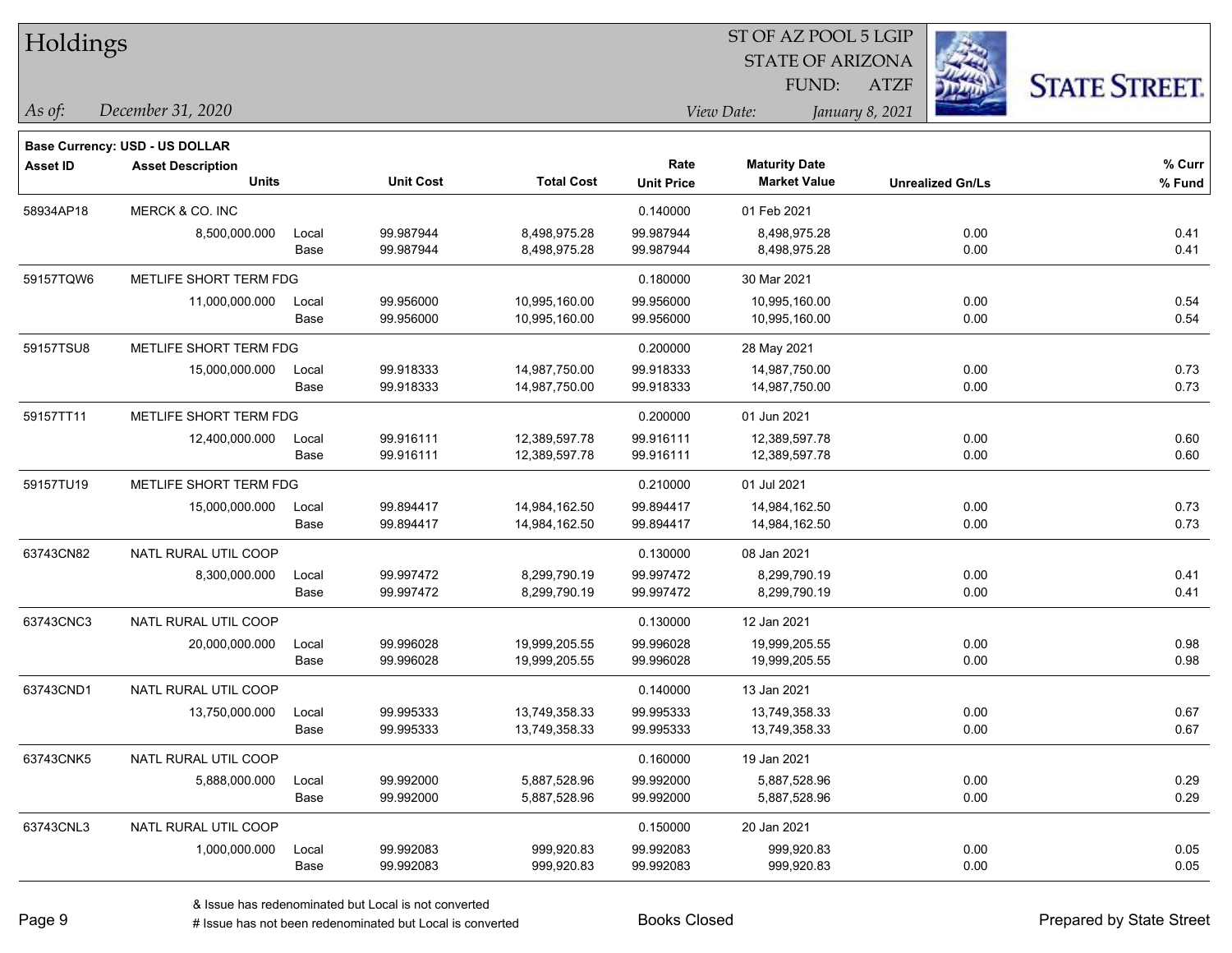# Holdings

ST OF AZ POOL 5 LGIP
STATE OF ARIZONA
FUND: ATZF

*As of:* *December 31, 2020*

*View Date:* *January 8, 2021*

**Base Currency: USD - US DOLLAR**

| Asset ID | Asset Description / Units | | Unit Cost | Total Cost | Rate / Unit Price | Maturity Date / Market Value | Unrealized Gn/Ls | % Curr / % Fund |
|---|---|---|---|---|---|---|---|---|
| 58934AP18 | MERCK & CO. INC | | | | 0.140000 | 01 Feb 2021 | | |
| | 8,500,000.000 | Local | 99.987944 | 8,498,975.28 | 99.987944 | 8,498,975.28 | 0.00 | 0.41 |
| | | Base | 99.987944 | 8,498,975.28 | 99.987944 | 8,498,975.28 | 0.00 | 0.41 |
| 59157TQW6 | METLIFE SHORT TERM FDG | | | | 0.180000 | 30 Mar 2021 | | |
| | 11,000,000.000 | Local | 99.956000 | 10,995,160.00 | 99.956000 | 10,995,160.00 | 0.00 | 0.54 |
| | | Base | 99.956000 | 10,995,160.00 | 99.956000 | 10,995,160.00 | 0.00 | 0.54 |
| 59157TSU8 | METLIFE SHORT TERM FDG | | | | 0.200000 | 28 May 2021 | | |
| | 15,000,000.000 | Local | 99.918333 | 14,987,750.00 | 99.918333 | 14,987,750.00 | 0.00 | 0.73 |
| | | Base | 99.918333 | 14,987,750.00 | 99.918333 | 14,987,750.00 | 0.00 | 0.73 |
| 59157TT11 | METLIFE SHORT TERM FDG | | | | 0.200000 | 01 Jun 2021 | | |
| | 12,400,000.000 | Local | 99.916111 | 12,389,597.78 | 99.916111 | 12,389,597.78 | 0.00 | 0.60 |
| | | Base | 99.916111 | 12,389,597.78 | 99.916111 | 12,389,597.78 | 0.00 | 0.60 |
| 59157TU19 | METLIFE SHORT TERM FDG | | | | 0.210000 | 01 Jul 2021 | | |
| | 15,000,000.000 | Local | 99.894417 | 14,984,162.50 | 99.894417 | 14,984,162.50 | 0.00 | 0.73 |
| | | Base | 99.894417 | 14,984,162.50 | 99.894417 | 14,984,162.50 | 0.00 | 0.73 |
| 63743CN82 | NATL RURAL UTIL COOP | | | | 0.130000 | 08 Jan 2021 | | |
| | 8,300,000.000 | Local | 99.997472 | 8,299,790.19 | 99.997472 | 8,299,790.19 | 0.00 | 0.41 |
| | | Base | 99.997472 | 8,299,790.19 | 99.997472 | 8,299,790.19 | 0.00 | 0.41 |
| 63743CNC3 | NATL RURAL UTIL COOP | | | | 0.130000 | 12 Jan 2021 | | |
| | 20,000,000.000 | Local | 99.996028 | 19,999,205.55 | 99.996028 | 19,999,205.55 | 0.00 | 0.98 |
| | | Base | 99.996028 | 19,999,205.55 | 99.996028 | 19,999,205.55 | 0.00 | 0.98 |
| 63743CND1 | NATL RURAL UTIL COOP | | | | 0.140000 | 13 Jan 2021 | | |
| | 13,750,000.000 | Local | 99.995333 | 13,749,358.33 | 99.995333 | 13,749,358.33 | 0.00 | 0.67 |
| | | Base | 99.995333 | 13,749,358.33 | 99.995333 | 13,749,358.33 | 0.00 | 0.67 |
| 63743CNK5 | NATL RURAL UTIL COOP | | | | 0.160000 | 19 Jan 2021 | | |
| | 5,888,000.000 | Local | 99.992000 | 5,887,528.96 | 99.992000 | 5,887,528.96 | 0.00 | 0.29 |
| | | Base | 99.992000 | 5,887,528.96 | 99.992000 | 5,887,528.96 | 0.00 | 0.29 |
| 63743CNL3 | NATL RURAL UTIL COOP | | | | 0.150000 | 20 Jan 2021 | | |
| | 1,000,000.000 | Local | 99.992083 | 999,920.83 | 99.992083 | 999,920.83 | 0.00 | 0.05 |
| | | Base | 99.992083 | 999,920.83 | 99.992083 | 999,920.83 | 0.00 | 0.05 |

& Issue has redenominated but Local is not converted
# Issue has not been redenominated but Local is converted

Books Closed

Prepared by State Street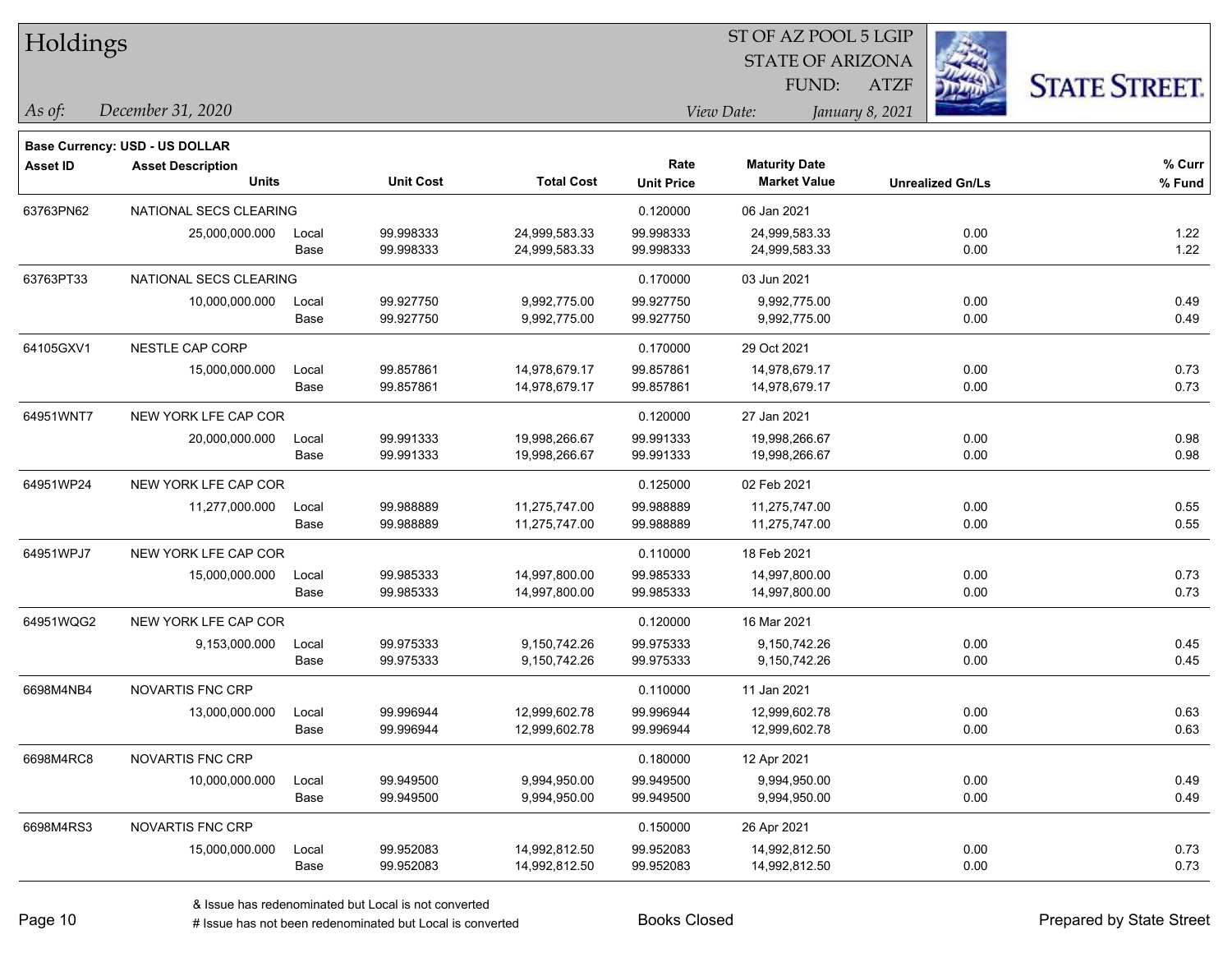# Holdings

ST OF AZ POOL 5 LGIP
STATE OF ARIZONA
FUND: ATZF

*As of:* *December 31, 2020*

*View Date:* *January 8, 2021*

**Base Currency: USD - US DOLLAR**

| Asset ID | Asset Description / Units | | Unit Cost | Total Cost | Rate / Unit Price | Maturity Date / Market Value | Unrealized Gn/Ls | % Curr / % Fund |
|---|---|---|---|---|---|---|---|---|
| 63763PN62 | NATIONAL SECS CLEARING | | | | 0.120000 | 06 Jan 2021 | | |
| | 25,000,000.000 | Local | 99.998333 | 24,999,583.33 | 99.998333 | 24,999,583.33 | 0.00 | 1.22 |
| | | Base | 99.998333 | 24,999,583.33 | 99.998333 | 24,999,583.33 | 0.00 | 1.22 |
| 63763PT33 | NATIONAL SECS CLEARING | | | | 0.170000 | 03 Jun 2021 | | |
| | 10,000,000.000 | Local | 99.927750 | 9,992,775.00 | 99.927750 | 9,992,775.00 | 0.00 | 0.49 |
| | | Base | 99.927750 | 9,992,775.00 | 99.927750 | 9,992,775.00 | 0.00 | 0.49 |
| 64105GXV1 | NESTLE CAP CORP | | | | 0.170000 | 29 Oct 2021 | | |
| | 15,000,000.000 | Local | 99.857861 | 14,978,679.17 | 99.857861 | 14,978,679.17 | 0.00 | 0.73 |
| | | Base | 99.857861 | 14,978,679.17 | 99.857861 | 14,978,679.17 | 0.00 | 0.73 |
| 64951WNT7 | NEW YORK LFE CAP COR | | | | 0.120000 | 27 Jan 2021 | | |
| | 20,000,000.000 | Local | 99.991333 | 19,998,266.67 | 99.991333 | 19,998,266.67 | 0.00 | 0.98 |
| | | Base | 99.991333 | 19,998,266.67 | 99.991333 | 19,998,266.67 | 0.00 | 0.98 |
| 64951WP24 | NEW YORK LFE CAP COR | | | | 0.125000 | 02 Feb 2021 | | |
| | 11,277,000.000 | Local | 99.988889 | 11,275,747.00 | 99.988889 | 11,275,747.00 | 0.00 | 0.55 |
| | | Base | 99.988889 | 11,275,747.00 | 99.988889 | 11,275,747.00 | 0.00 | 0.55 |
| 64951WPJ7 | NEW YORK LFE CAP COR | | | | 0.110000 | 18 Feb 2021 | | |
| | 15,000,000.000 | Local | 99.985333 | 14,997,800.00 | 99.985333 | 14,997,800.00 | 0.00 | 0.73 |
| | | Base | 99.985333 | 14,997,800.00 | 99.985333 | 14,997,800.00 | 0.00 | 0.73 |
| 64951WQG2 | NEW YORK LFE CAP COR | | | | 0.120000 | 16 Mar 2021 | | |
| | 9,153,000.000 | Local | 99.975333 | 9,150,742.26 | 99.975333 | 9,150,742.26 | 0.00 | 0.45 |
| | | Base | 99.975333 | 9,150,742.26 | 99.975333 | 9,150,742.26 | 0.00 | 0.45 |
| 6698M4NB4 | NOVARTIS FNC CRP | | | | 0.110000 | 11 Jan 2021 | | |
| | 13,000,000.000 | Local | 99.996944 | 12,999,602.78 | 99.996944 | 12,999,602.78 | 0.00 | 0.63 |
| | | Base | 99.996944 | 12,999,602.78 | 99.996944 | 12,999,602.78 | 0.00 | 0.63 |
| 6698M4RC8 | NOVARTIS FNC CRP | | | | 0.180000 | 12 Apr 2021 | | |
| | 10,000,000.000 | Local | 99.949500 | 9,994,950.00 | 99.949500 | 9,994,950.00 | 0.00 | 0.49 |
| | | Base | 99.949500 | 9,994,950.00 | 99.949500 | 9,994,950.00 | 0.00 | 0.49 |
| 6698M4RS3 | NOVARTIS FNC CRP | | | | 0.150000 | 26 Apr 2021 | | |
| | 15,000,000.000 | Local | 99.952083 | 14,992,812.50 | 99.952083 | 14,992,812.50 | 0.00 | 0.73 |
| | | Base | 99.952083 | 14,992,812.50 | 99.952083 | 14,992,812.50 | 0.00 | 0.73 |

& Issue has redenominated but Local is not converted
# Issue has not been redenominated but Local is converted

Books Closed

Prepared by State Street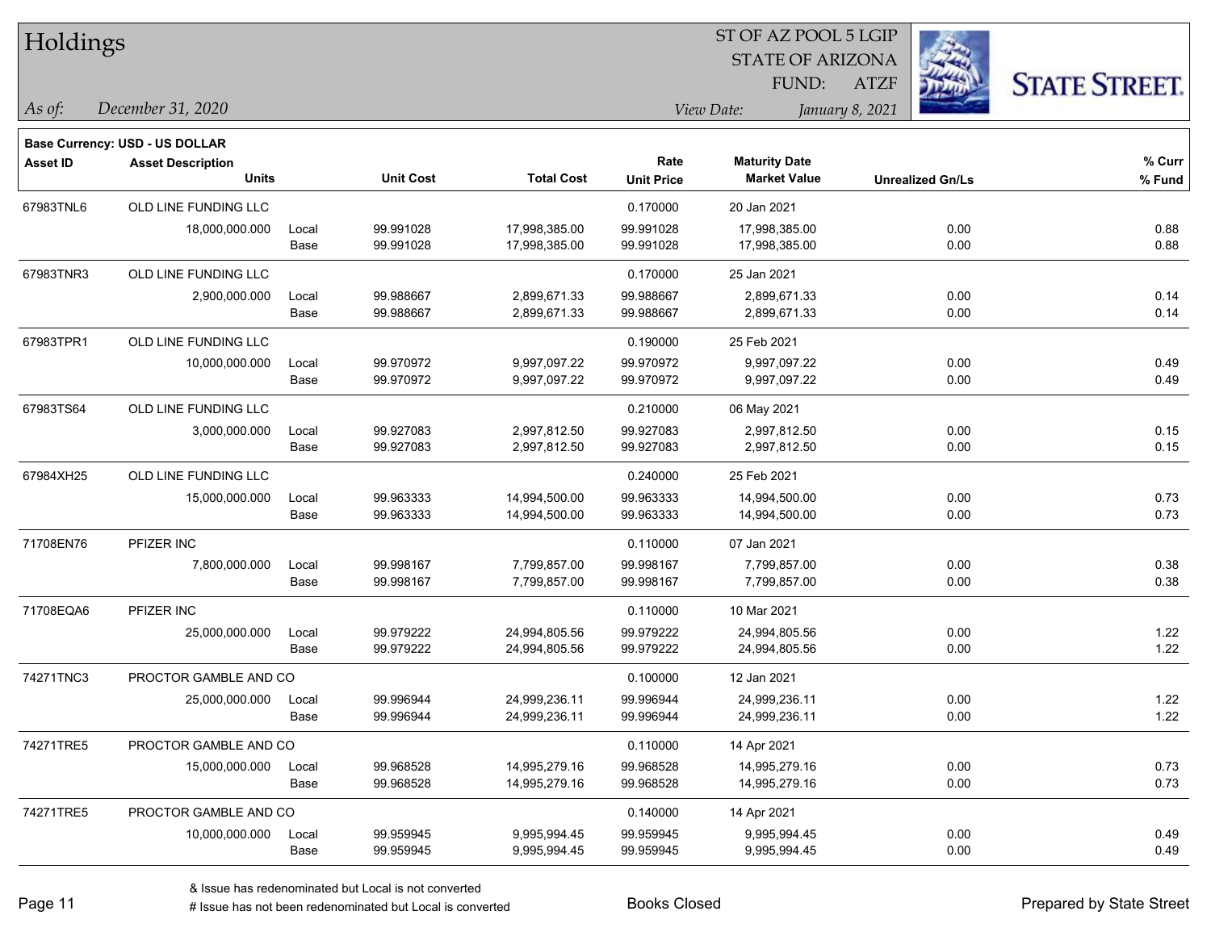# Holdings

ST OF AZ POOL 5 LGIP
STATE OF ARIZONA
FUND: ATZF

*As of:* *December 31, 2020*

*View Date:* *January 8, 2021*

STATE STREET.

**Base Currency: USD - US DOLLAR**

| Asset ID | Asset Description / Units | | Unit Cost | Total Cost | Rate / Unit Price | Maturity Date / Market Value | Unrealized Gn/Ls | % Curr / % Fund |
|---|---|---|---|---|---|---|---|---|
| 67983TNL6 | OLD LINE FUNDING LLC | | | | 0.170000 | 20 Jan 2021 | | |
| | 18,000,000.000 | Local | 99.991028 | 17,998,385.00 | 99.991028 | 17,998,385.00 | 0.00 | 0.88 |
| | | Base | 99.991028 | 17,998,385.00 | 99.991028 | 17,998,385.00 | 0.00 | 0.88 |
| 67983TNR3 | OLD LINE FUNDING LLC | | | | 0.170000 | 25 Jan 2021 | | |
| | 2,900,000.000 | Local | 99.988667 | 2,899,671.33 | 99.988667 | 2,899,671.33 | 0.00 | 0.14 |
| | | Base | 99.988667 | 2,899,671.33 | 99.988667 | 2,899,671.33 | 0.00 | 0.14 |
| 67983TPR1 | OLD LINE FUNDING LLC | | | | 0.190000 | 25 Feb 2021 | | |
| | 10,000,000.000 | Local | 99.970972 | 9,997,097.22 | 99.970972 | 9,997,097.22 | 0.00 | 0.49 |
| | | Base | 99.970972 | 9,997,097.22 | 99.970972 | 9,997,097.22 | 0.00 | 0.49 |
| 67983TS64 | OLD LINE FUNDING LLC | | | | 0.210000 | 06 May 2021 | | |
| | 3,000,000.000 | Local | 99.927083 | 2,997,812.50 | 99.927083 | 2,997,812.50 | 0.00 | 0.15 |
| | | Base | 99.927083 | 2,997,812.50 | 99.927083 | 2,997,812.50 | 0.00 | 0.15 |
| 67984XH25 | OLD LINE FUNDING LLC | | | | 0.240000 | 25 Feb 2021 | | |
| | 15,000,000.000 | Local | 99.963333 | 14,994,500.00 | 99.963333 | 14,994,500.00 | 0.00 | 0.73 |
| | | Base | 99.963333 | 14,994,500.00 | 99.963333 | 14,994,500.00 | 0.00 | 0.73 |
| 71708EN76 | PFIZER INC | | | | 0.110000 | 07 Jan 2021 | | |
| | 7,800,000.000 | Local | 99.998167 | 7,799,857.00 | 99.998167 | 7,799,857.00 | 0.00 | 0.38 |
| | | Base | 99.998167 | 7,799,857.00 | 99.998167 | 7,799,857.00 | 0.00 | 0.38 |
| 71708EQA6 | PFIZER INC | | | | 0.110000 | 10 Mar 2021 | | |
| | 25,000,000.000 | Local | 99.979222 | 24,994,805.56 | 99.979222 | 24,994,805.56 | 0.00 | 1.22 |
| | | Base | 99.979222 | 24,994,805.56 | 99.979222 | 24,994,805.56 | 0.00 | 1.22 |
| 74271TNC3 | PROCTOR GAMBLE AND CO | | | | 0.100000 | 12 Jan 2021 | | |
| | 25,000,000.000 | Local | 99.996944 | 24,999,236.11 | 99.996944 | 24,999,236.11 | 0.00 | 1.22 |
| | | Base | 99.996944 | 24,999,236.11 | 99.996944 | 24,999,236.11 | 0.00 | 1.22 |
| 74271TRE5 | PROCTOR GAMBLE AND CO | | | | 0.110000 | 14 Apr 2021 | | |
| | 15,000,000.000 | Local | 99.968528 | 14,995,279.16 | 99.968528 | 14,995,279.16 | 0.00 | 0.73 |
| | | Base | 99.968528 | 14,995,279.16 | 99.968528 | 14,995,279.16 | 0.00 | 0.73 |
| 74271TRE5 | PROCTOR GAMBLE AND CO | | | | 0.140000 | 14 Apr 2021 | | |
| | 10,000,000.000 | Local | 99.959945 | 9,995,994.45 | 99.959945 | 9,995,994.45 | 0.00 | 0.49 |
| | | Base | 99.959945 | 9,995,994.45 | 99.959945 | 9,995,994.45 | 0.00 | 0.49 |

& Issue has redenominated but Local is not converted
# Issue has not been redenominated but Local is converted

Books Closed

Prepared by State Street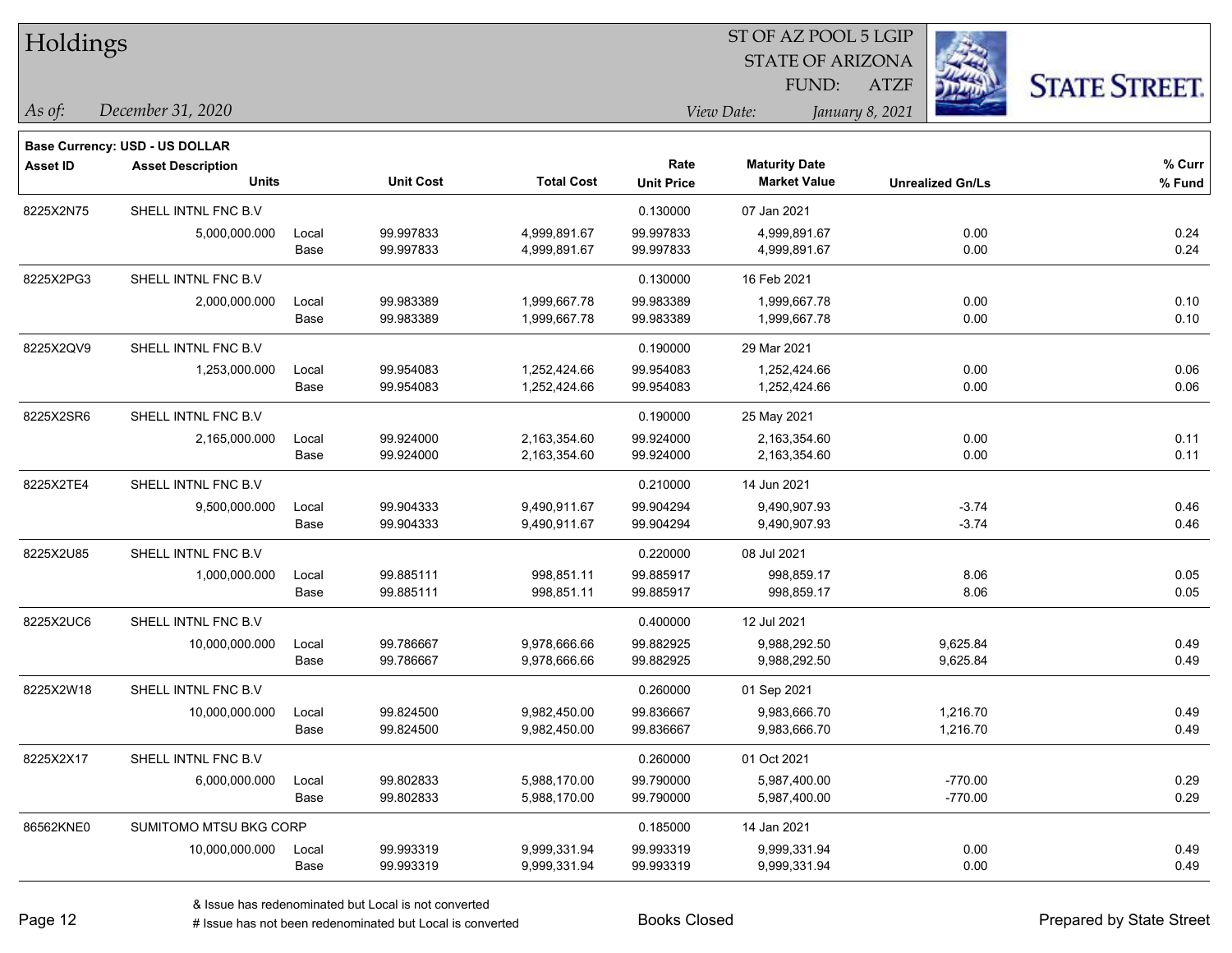# Holdings

ST OF AZ POOL 5 LGIP
STATE OF ARIZONA
FUND: ATZF

*As of:* *December 31, 2020*

*View Date:* *January 8, 2021*

STATE STREET.

**Base Currency: USD - US DOLLAR**

| Asset ID | Asset Description / Units | | Unit Cost | Total Cost | Rate / Unit Price | Maturity Date / Market Value | Unrealized Gn/Ls | % Curr / % Fund |
|---|---|---|---|---|---|---|---|---|
| 8225X2N75 | SHELL INTNL FNC B.V | | | | 0.130000 | 07 Jan 2021 | | |
| | 5,000,000.000 | Local | 99.997833 | 4,999,891.67 | 99.997833 | 4,999,891.67 | 0.00 | 0.24 |
| | | Base | 99.997833 | 4,999,891.67 | 99.997833 | 4,999,891.67 | 0.00 | 0.24 |
| 8225X2PG3 | SHELL INTNL FNC B.V | | | | 0.130000 | 16 Feb 2021 | | |
| | 2,000,000.000 | Local | 99.983389 | 1,999,667.78 | 99.983389 | 1,999,667.78 | 0.00 | 0.10 |
| | | Base | 99.983389 | 1,999,667.78 | 99.983389 | 1,999,667.78 | 0.00 | 0.10 |
| 8225X2QV9 | SHELL INTNL FNC B.V | | | | 0.190000 | 29 Mar 2021 | | |
| | 1,253,000.000 | Local | 99.954083 | 1,252,424.66 | 99.954083 | 1,252,424.66 | 0.00 | 0.06 |
| | | Base | 99.954083 | 1,252,424.66 | 99.954083 | 1,252,424.66 | 0.00 | 0.06 |
| 8225X2SR6 | SHELL INTNL FNC B.V | | | | 0.190000 | 25 May 2021 | | |
| | 2,165,000.000 | Local | 99.924000 | 2,163,354.60 | 99.924000 | 2,163,354.60 | 0.00 | 0.11 |
| | | Base | 99.924000 | 2,163,354.60 | 99.924000 | 2,163,354.60 | 0.00 | 0.11 |
| 8225X2TE4 | SHELL INTNL FNC B.V | | | | 0.210000 | 14 Jun 2021 | | |
| | 9,500,000.000 | Local | 99.904333 | 9,490,911.67 | 99.904294 | 9,490,907.93 | -3.74 | 0.46 |
| | | Base | 99.904333 | 9,490,911.67 | 99.904294 | 9,490,907.93 | -3.74 | 0.46 |
| 8225X2U85 | SHELL INTNL FNC B.V | | | | 0.220000 | 08 Jul 2021 | | |
| | 1,000,000.000 | Local | 99.885111 | 998,851.11 | 99.885917 | 998,859.17 | 8.06 | 0.05 |
| | | Base | 99.885111 | 998,851.11 | 99.885917 | 998,859.17 | 8.06 | 0.05 |
| 8225X2UC6 | SHELL INTNL FNC B.V | | | | 0.400000 | 12 Jul 2021 | | |
| | 10,000,000.000 | Local | 99.786667 | 9,978,666.66 | 99.882925 | 9,988,292.50 | 9,625.84 | 0.49 |
| | | Base | 99.786667 | 9,978,666.66 | 99.882925 | 9,988,292.50 | 9,625.84 | 0.49 |
| 8225X2W18 | SHELL INTNL FNC B.V | | | | 0.260000 | 01 Sep 2021 | | |
| | 10,000,000.000 | Local | 99.824500 | 9,982,450.00 | 99.836667 | 9,983,666.70 | 1,216.70 | 0.49 |
| | | Base | 99.824500 | 9,982,450.00 | 99.836667 | 9,983,666.70 | 1,216.70 | 0.49 |
| 8225X2X17 | SHELL INTNL FNC B.V | | | | 0.260000 | 01 Oct 2021 | | |
| | 6,000,000.000 | Local | 99.802833 | 5,988,170.00 | 99.790000 | 5,987,400.00 | -770.00 | 0.29 |
| | | Base | 99.802833 | 5,988,170.00 | 99.790000 | 5,987,400.00 | -770.00 | 0.29 |
| 86562KNE0 | SUMITOMO MTSU BKG CORP | | | | 0.185000 | 14 Jan 2021 | | |
| | 10,000,000.000 | Local | 99.993319 | 9,999,331.94 | 99.993319 | 9,999,331.94 | 0.00 | 0.49 |
| | | Base | 99.993319 | 9,999,331.94 | 99.993319 | 9,999,331.94 | 0.00 | 0.49 |

& Issue has redenominated but Local is not converted
# Issue has not been redenominated but Local is converted

Books Closed

Prepared by State Street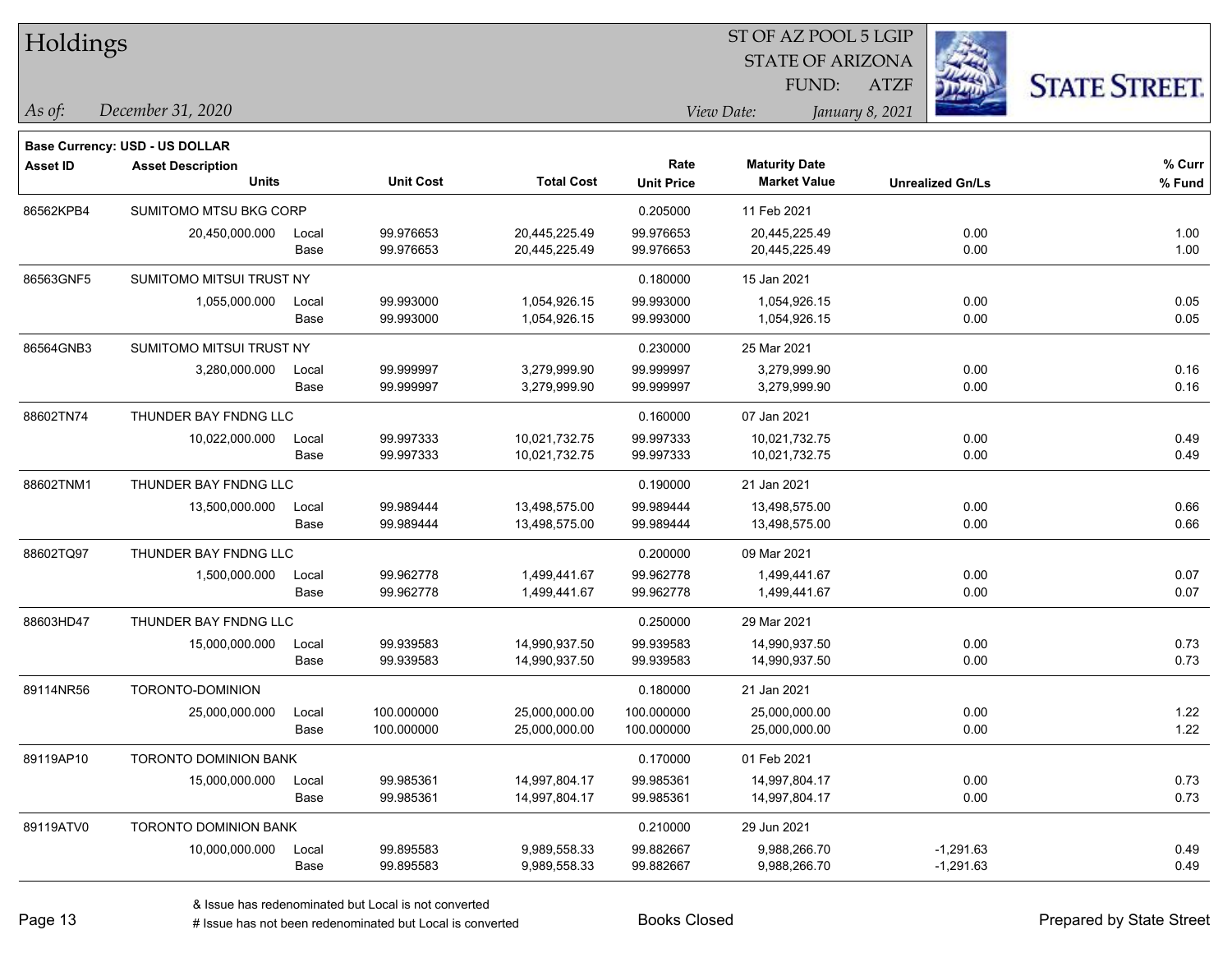# Holdings

ST OF AZ POOL 5 LGIP
STATE OF ARIZONA
FUND: ATZF

*As of:* *December 31, 2020*

*View Date:* *January 8, 2021*

**Base Currency: USD - US DOLLAR**

| Asset ID | Asset Description / Units | | Unit Cost | Total Cost | Rate / Unit Price | Maturity Date / Market Value | Unrealized Gn/Ls | % Curr / % Fund |
|---|---|---|---|---|---|---|---|---|
| 86562KPB4 | SUMITOMO MTSU BKG CORP | | | | 0.205000 | 11 Feb 2021 | | |
| | 20,450,000.000 | Local | 99.976653 | 20,445,225.49 | 99.976653 | 20,445,225.49 | 0.00 | 1.00 |
| | | Base | 99.976653 | 20,445,225.49 | 99.976653 | 20,445,225.49 | 0.00 | 1.00 |
| 86563GNF5 | SUMITOMO MITSUI TRUST NY | | | | 0.180000 | 15 Jan 2021 | | |
| | 1,055,000.000 | Local | 99.993000 | 1,054,926.15 | 99.993000 | 1,054,926.15 | 0.00 | 0.05 |
| | | Base | 99.993000 | 1,054,926.15 | 99.993000 | 1,054,926.15 | 0.00 | 0.05 |
| 86564GNB3 | SUMITOMO MITSUI TRUST NY | | | | 0.230000 | 25 Mar 2021 | | |
| | 3,280,000.000 | Local | 99.999997 | 3,279,999.90 | 99.999997 | 3,279,999.90 | 0.00 | 0.16 |
| | | Base | 99.999997 | 3,279,999.90 | 99.999997 | 3,279,999.90 | 0.00 | 0.16 |
| 88602TN74 | THUNDER BAY FNDNG LLC | | | | 0.160000 | 07 Jan 2021 | | |
| | 10,022,000.000 | Local | 99.997333 | 10,021,732.75 | 99.997333 | 10,021,732.75 | 0.00 | 0.49 |
| | | Base | 99.997333 | 10,021,732.75 | 99.997333 | 10,021,732.75 | 0.00 | 0.49 |
| 88602TNM1 | THUNDER BAY FNDNG LLC | | | | 0.190000 | 21 Jan 2021 | | |
| | 13,500,000.000 | Local | 99.989444 | 13,498,575.00 | 99.989444 | 13,498,575.00 | 0.00 | 0.66 |
| | | Base | 99.989444 | 13,498,575.00 | 99.989444 | 13,498,575.00 | 0.00 | 0.66 |
| 88602TQ97 | THUNDER BAY FNDNG LLC | | | | 0.200000 | 09 Mar 2021 | | |
| | 1,500,000.000 | Local | 99.962778 | 1,499,441.67 | 99.962778 | 1,499,441.67 | 0.00 | 0.07 |
| | | Base | 99.962778 | 1,499,441.67 | 99.962778 | 1,499,441.67 | 0.00 | 0.07 |
| 88603HD47 | THUNDER BAY FNDNG LLC | | | | 0.250000 | 29 Mar 2021 | | |
| | 15,000,000.000 | Local | 99.939583 | 14,990,937.50 | 99.939583 | 14,990,937.50 | 0.00 | 0.73 |
| | | Base | 99.939583 | 14,990,937.50 | 99.939583 | 14,990,937.50 | 0.00 | 0.73 |
| 89114NR56 | TORONTO-DOMINION | | | | 0.180000 | 21 Jan 2021 | | |
| | 25,000,000.000 | Local | 100.000000 | 25,000,000.00 | 100.000000 | 25,000,000.00 | 0.00 | 1.22 |
| | | Base | 100.000000 | 25,000,000.00 | 100.000000 | 25,000,000.00 | 0.00 | 1.22 |
| 89119AP10 | TORONTO DOMINION BANK | | | | 0.170000 | 01 Feb 2021 | | |
| | 15,000,000.000 | Local | 99.985361 | 14,997,804.17 | 99.985361 | 14,997,804.17 | 0.00 | 0.73 |
| | | Base | 99.985361 | 14,997,804.17 | 99.985361 | 14,997,804.17 | 0.00 | 0.73 |
| 89119ATV0 | TORONTO DOMINION BANK | | | | 0.210000 | 29 Jun 2021 | | |
| | 10,000,000.000 | Local | 99.895583 | 9,989,558.33 | 99.882667 | 9,988,266.70 | -1,291.63 | 0.49 |
| | | Base | 99.895583 | 9,989,558.33 | 99.882667 | 9,988,266.70 | -1,291.63 | 0.49 |

& Issue has redenominated but Local is not converted
# Issue has not been redenominated but Local is converted

Books Closed

Prepared by State Street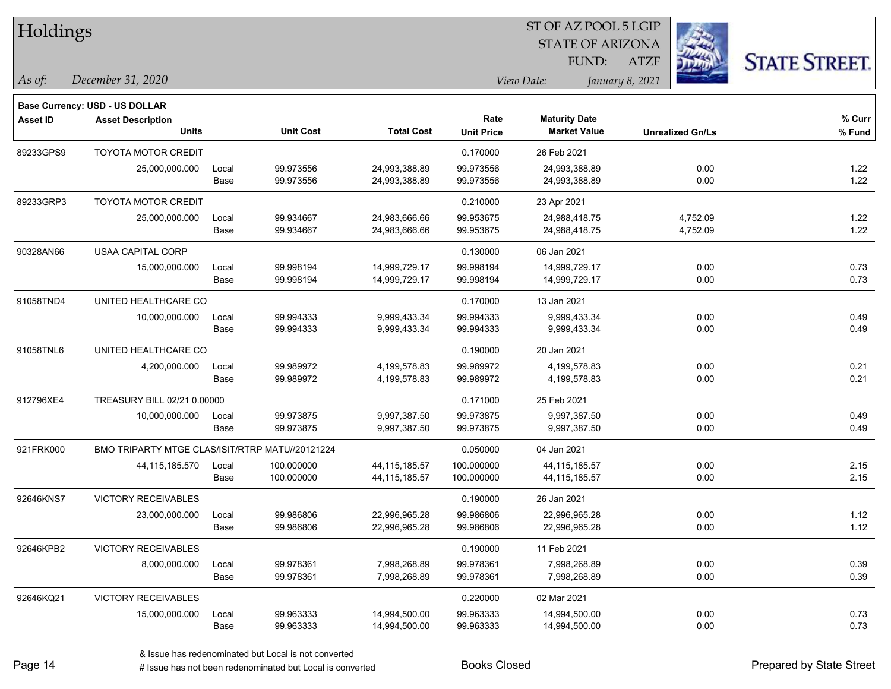# Holdings

ST OF AZ POOL 5 LGIP
STATE OF ARIZONA
FUND: ATZF

*As of:* *December 31, 2020*

*View Date:* *January 8, 2021*

**STATE STREET.**

**Base Currency: USD - US DOLLAR**

| Asset ID | Asset Description / Units | | Unit Cost | Total Cost | Rate / Unit Price | Maturity Date / Market Value | Unrealized Gn/Ls | % Curr / % Fund |
|---|---|---|---|---|---|---|---|---|
| 89233GPS9 | TOYOTA MOTOR CREDIT | | | | 0.170000 | 26 Feb 2021 | | |
| | 25,000,000.000 | Local | 99.973556 | 24,993,388.89 | 99.973556 | 24,993,388.89 | 0.00 | 1.22 |
| | | Base | 99.973556 | 24,993,388.89 | 99.973556 | 24,993,388.89 | 0.00 | 1.22 |
| 89233GRP3 | TOYOTA MOTOR CREDIT | | | | 0.210000 | 23 Apr 2021 | | |
| | 25,000,000.000 | Local | 99.934667 | 24,983,666.66 | 99.953675 | 24,988,418.75 | 4,752.09 | 1.22 |
| | | Base | 99.934667 | 24,983,666.66 | 99.953675 | 24,988,418.75 | 4,752.09 | 1.22 |
| 90328AN66 | USAA CAPITAL CORP | | | | 0.130000 | 06 Jan 2021 | | |
| | 15,000,000.000 | Local | 99.998194 | 14,999,729.17 | 99.998194 | 14,999,729.17 | 0.00 | 0.73 |
| | | Base | 99.998194 | 14,999,729.17 | 99.998194 | 14,999,729.17 | 0.00 | 0.73 |
| 91058TND4 | UNITED HEALTHCARE CO | | | | 0.170000 | 13 Jan 2021 | | |
| | 10,000,000.000 | Local | 99.994333 | 9,999,433.34 | 99.994333 | 9,999,433.34 | 0.00 | 0.49 |
| | | Base | 99.994333 | 9,999,433.34 | 99.994333 | 9,999,433.34 | 0.00 | 0.49 |
| 91058TNL6 | UNITED HEALTHCARE CO | | | | 0.190000 | 20 Jan 2021 | | |
| | 4,200,000.000 | Local | 99.989972 | 4,199,578.83 | 99.989972 | 4,199,578.83 | 0.00 | 0.21 |
| | | Base | 99.989972 | 4,199,578.83 | 99.989972 | 4,199,578.83 | 0.00 | 0.21 |
| 912796XE4 | TREASURY BILL 02/21 0.00000 | | | | 0.171000 | 25 Feb 2021 | | |
| | 10,000,000.000 | Local | 99.973875 | 9,997,387.50 | 99.973875 | 9,997,387.50 | 0.00 | 0.49 |
| | | Base | 99.973875 | 9,997,387.50 | 99.973875 | 9,997,387.50 | 0.00 | 0.49 |
| 921FRK000 | BMO TRIPARTY MTGE CLAS/ISIT/RTRP MATU//20121224 | | | | 0.050000 | 04 Jan 2021 | | |
| | 44,115,185.570 | Local | 100.000000 | 44,115,185.57 | 100.000000 | 44,115,185.57 | 0.00 | 2.15 |
| | | Base | 100.000000 | 44,115,185.57 | 100.000000 | 44,115,185.57 | 0.00 | 2.15 |
| 92646KNS7 | VICTORY RECEIVABLES | | | | 0.190000 | 26 Jan 2021 | | |
| | 23,000,000.000 | Local | 99.986806 | 22,996,965.28 | 99.986806 | 22,996,965.28 | 0.00 | 1.12 |
| | | Base | 99.986806 | 22,996,965.28 | 99.986806 | 22,996,965.28 | 0.00 | 1.12 |
| 92646KPB2 | VICTORY RECEIVABLES | | | | 0.190000 | 11 Feb 2021 | | |
| | 8,000,000.000 | Local | 99.978361 | 7,998,268.89 | 99.978361 | 7,998,268.89 | 0.00 | 0.39 |
| | | Base | 99.978361 | 7,998,268.89 | 99.978361 | 7,998,268.89 | 0.00 | 0.39 |
| 92646KQ21 | VICTORY RECEIVABLES | | | | 0.220000 | 02 Mar 2021 | | |
| | 15,000,000.000 | Local | 99.963333 | 14,994,500.00 | 99.963333 | 14,994,500.00 | 0.00 | 0.73 |
| | | Base | 99.963333 | 14,994,500.00 | 99.963333 | 14,994,500.00 | 0.00 | 0.73 |

& Issue has redenominated but Local is not converted
# Issue has not been redenominated but Local is converted

Books Closed

Prepared by State Street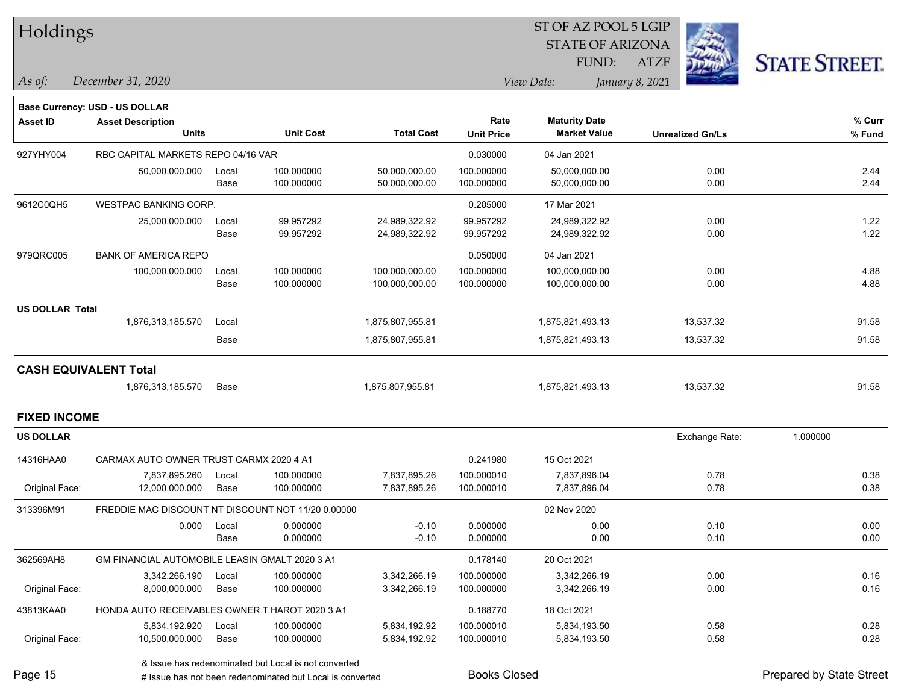# Holdings

ST OF AZ POOL 5 LGIP
STATE OF ARIZONA
FUND: ATZF

*As of:* *December 31, 2020*

*View Date:* *January 8, 2021*

**Base Currency: USD - US DOLLAR**

| Asset ID | Asset Description / Units | | Unit Cost | Total Cost | Rate / Unit Price | Maturity Date / Market Value | Unrealized Gn/Ls | % Curr / % Fund |
|---|---|---|---|---|---|---|---|---|
| 927YHY004 | RBC CAPITAL MARKETS REPO 04/16 VAR | | | | 0.030000 | 04 Jan 2021 | | |
| | 50,000,000.000 | Local | 100.000000 | 50,000,000.00 | 100.000000 | 50,000,000.00 | 0.00 | 2.44 |
| | | Base | 100.000000 | 50,000,000.00 | 100.000000 | 50,000,000.00 | 0.00 | 2.44 |
| 9612C0QH5 | WESTPAC BANKING CORP. | | | | 0.205000 | 17 Mar 2021 | | |
| | 25,000,000.000 | Local | 99.957292 | 24,989,322.92 | 99.957292 | 24,989,322.92 | 0.00 | 1.22 |
| | | Base | 99.957292 | 24,989,322.92 | 99.957292 | 24,989,322.92 | 0.00 | 1.22 |
| 979QRC005 | BANK OF AMERICA REPO | | | | 0.050000 | 04 Jan 2021 | | |
| | 100,000,000.000 | Local | 100.000000 | 100,000,000.00 | 100.000000 | 100,000,000.00 | 0.00 | 4.88 |
| | | Base | 100.000000 | 100,000,000.00 | 100.000000 | 100,000,000.00 | 0.00 | 4.88 |
| **US DOLLAR Total** | | | | | | | | |
| | 1,876,313,185.570 | Local | | 1,875,807,955.81 | | 1,875,821,493.13 | 13,537.32 | 91.58 |
| | | Base | | 1,875,807,955.81 | | 1,875,821,493.13 | 13,537.32 | 91.58 |
| **CASH EQUIVALENT Total** | | | | | | | | |
| | 1,876,313,185.570 | Base | | 1,875,807,955.81 | | 1,875,821,493.13 | 13,537.32 | 91.58 |

## FIXED INCOME

**US DOLLAR** — Exchange Rate: 1.000000

| Asset ID | Asset Description / Units | | Unit Cost | Total Cost | Rate / Unit Price | Maturity Date / Market Value | Unrealized Gn/Ls | % Curr / % Fund |
|---|---|---|---|---|---|---|---|---|
| 14316HAA0 | CARMAX AUTO OWNER TRUST CARMX 2020 4 A1 | | | | 0.241980 | 15 Oct 2021 | | |
| | 7,837,895.260 | Local | 100.000000 | 7,837,895.26 | 100.000010 | 7,837,896.04 | 0.78 | 0.38 |
| Original Face: | 12,000,000.000 | Base | 100.000000 | 7,837,895.26 | 100.000010 | 7,837,896.04 | 0.78 | 0.38 |
| 313396M91 | FREDDIE MAC DISCOUNT NT DISCOUNT NOT 11/20 0.00000 | | | | | 02 Nov 2020 | | |
| | 0.000 | Local | 0.000000 | -0.10 | 0.000000 | 0.00 | 0.10 | 0.00 |
| | | Base | 0.000000 | -0.10 | 0.000000 | 0.00 | 0.10 | 0.00 |
| 362569AH8 | GM FINANCIAL AUTOMOBILE LEASIN GMALT 2020 3 A1 | | | | 0.178140 | 20 Oct 2021 | | |
| | 3,342,266.190 | Local | 100.000000 | 3,342,266.19 | 100.000000 | 3,342,266.19 | 0.00 | 0.16 |
| Original Face: | 8,000,000.000 | Base | 100.000000 | 3,342,266.19 | 100.000000 | 3,342,266.19 | 0.00 | 0.16 |
| 43813KAA0 | HONDA AUTO RECEIVABLES OWNER T HAROT 2020 3 A1 | | | | 0.188770 | 18 Oct 2021 | | |
| | 5,834,192.920 | Local | 100.000000 | 5,834,192.92 | 100.000010 | 5,834,193.50 | 0.58 | 0.28 |
| Original Face: | 10,500,000.000 | Base | 100.000000 | 5,834,192.92 | 100.000010 | 5,834,193.50 | 0.58 | 0.28 |

& Issue has redenominated but Local is not converted
# Issue has not been redenominated but Local is converted

Books Closed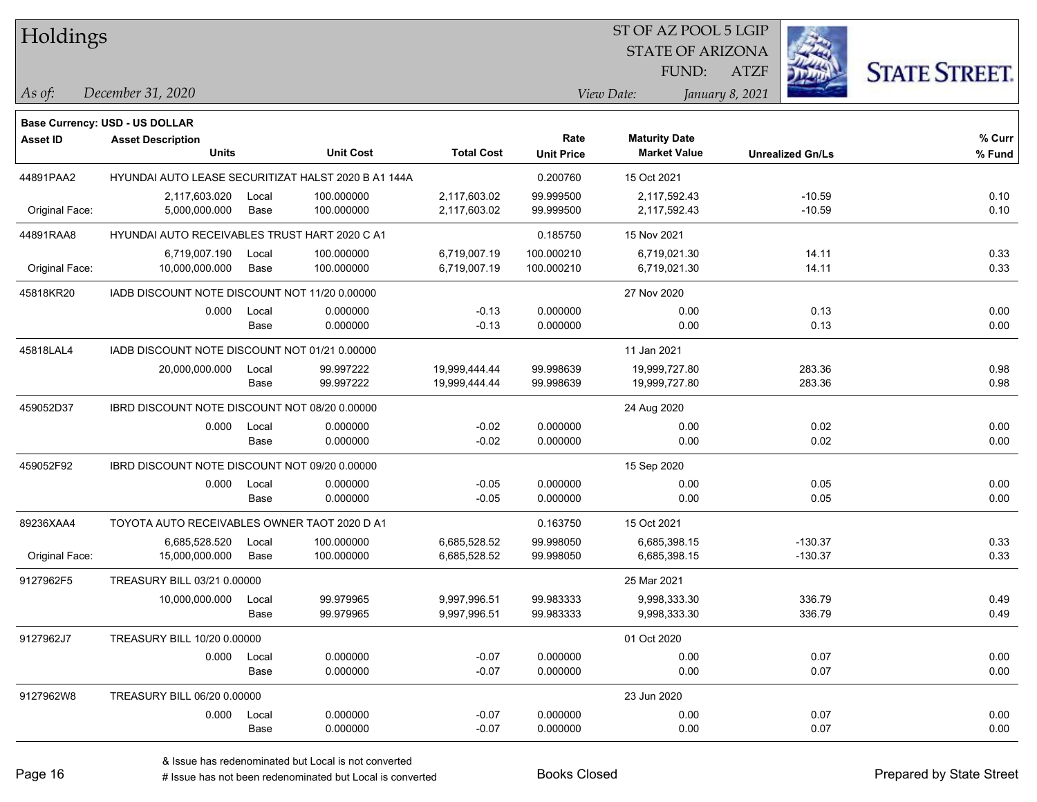# Holdings

ST OF AZ POOL 5 LGIP
STATE OF ARIZONA
FUND: ATZF

*As of: December 31, 2020*

*View Date: January 8, 2021*

**Base Currency: USD - US DOLLAR**

| Asset ID | Asset Description / Units | | Unit Cost | Total Cost | Rate / Unit Price | Maturity Date / Market Value | Unrealized Gn/Ls | % Curr / % Fund |
|---|---|---|---|---|---|---|---|---|
| 44891PAA2 | HYUNDAI AUTO LEASE SECURITIZAT HALST 2020 B A1 144A | | | | 0.200760 | 15 Oct 2021 | | |
| | 2,117,603.020 | Local | 100.000000 | 2,117,603.02 | 99.999500 | 2,117,592.43 | -10.59 | 0.10 |
| Original Face: | 5,000,000.000 | Base | 100.000000 | 2,117,603.02 | 99.999500 | 2,117,592.43 | -10.59 | 0.10 |
| 44891RAA8 | HYUNDAI AUTO RECEIVABLES TRUST HART 2020 C A1 | | | | 0.185750 | 15 Nov 2021 | | |
| | 6,719,007.190 | Local | 100.000000 | 6,719,007.19 | 100.000210 | 6,719,021.30 | 14.11 | 0.33 |
| Original Face: | 10,000,000.000 | Base | 100.000000 | 6,719,007.19 | 100.000210 | 6,719,021.30 | 14.11 | 0.33 |
| 45818KR20 | IADB DISCOUNT NOTE DISCOUNT NOT 11/20 0.00000 | | | | | 27 Nov 2020 | | |
| | 0.000 | Local | 0.000000 | -0.13 | 0.000000 | 0.00 | 0.13 | 0.00 |
| | | Base | 0.000000 | -0.13 | 0.000000 | 0.00 | 0.13 | 0.00 |
| 45818LAL4 | IADB DISCOUNT NOTE DISCOUNT NOT 01/21 0.00000 | | | | | 11 Jan 2021 | | |
| | 20,000,000.000 | Local | 99.997222 | 19,999,444.44 | 99.998639 | 19,999,727.80 | 283.36 | 0.98 |
| | | Base | 99.997222 | 19,999,444.44 | 99.998639 | 19,999,727.80 | 283.36 | 0.98 |
| 459052D37 | IBRD DISCOUNT NOTE DISCOUNT NOT 08/20 0.00000 | | | | | 24 Aug 2020 | | |
| | 0.000 | Local | 0.000000 | -0.02 | 0.000000 | 0.00 | 0.02 | 0.00 |
| | | Base | 0.000000 | -0.02 | 0.000000 | 0.00 | 0.02 | 0.00 |
| 459052F92 | IBRD DISCOUNT NOTE DISCOUNT NOT 09/20 0.00000 | | | | | 15 Sep 2020 | | |
| | 0.000 | Local | 0.000000 | -0.05 | 0.000000 | 0.00 | 0.05 | 0.00 |
| | | Base | 0.000000 | -0.05 | 0.000000 | 0.00 | 0.05 | 0.00 |
| 89236XAA4 | TOYOTA AUTO RECEIVABLES OWNER TAOT 2020 D A1 | | | | 0.163750 | 15 Oct 2021 | | |
| | 6,685,528.520 | Local | 100.000000 | 6,685,528.52 | 99.998050 | 6,685,398.15 | -130.37 | 0.33 |
| Original Face: | 15,000,000.000 | Base | 100.000000 | 6,685,528.52 | 99.998050 | 6,685,398.15 | -130.37 | 0.33 |
| 9127962F5 | TREASURY BILL 03/21 0.00000 | | | | | 25 Mar 2021 | | |
| | 10,000,000.000 | Local | 99.979965 | 9,997,996.51 | 99.983333 | 9,998,333.30 | 336.79 | 0.49 |
| | | Base | 99.979965 | 9,997,996.51 | 99.983333 | 9,998,333.30 | 336.79 | 0.49 |
| 9127962J7 | TREASURY BILL 10/20 0.00000 | | | | | 01 Oct 2020 | | |
| | 0.000 | Local | 0.000000 | -0.07 | 0.000000 | 0.00 | 0.07 | 0.00 |
| | | Base | 0.000000 | -0.07 | 0.000000 | 0.00 | 0.07 | 0.00 |
| 9127962W8 | TREASURY BILL 06/20 0.00000 | | | | | 23 Jun 2020 | | |
| | 0.000 | Local | 0.000000 | -0.07 | 0.000000 | 0.00 | 0.07 | 0.00 |
| | | Base | 0.000000 | -0.07 | 0.000000 | 0.00 | 0.07 | 0.00 |

& Issue has redenominated but Local is not converted

# Issue has not been redenominated but Local is converted

Books Closed

Prepared by State Street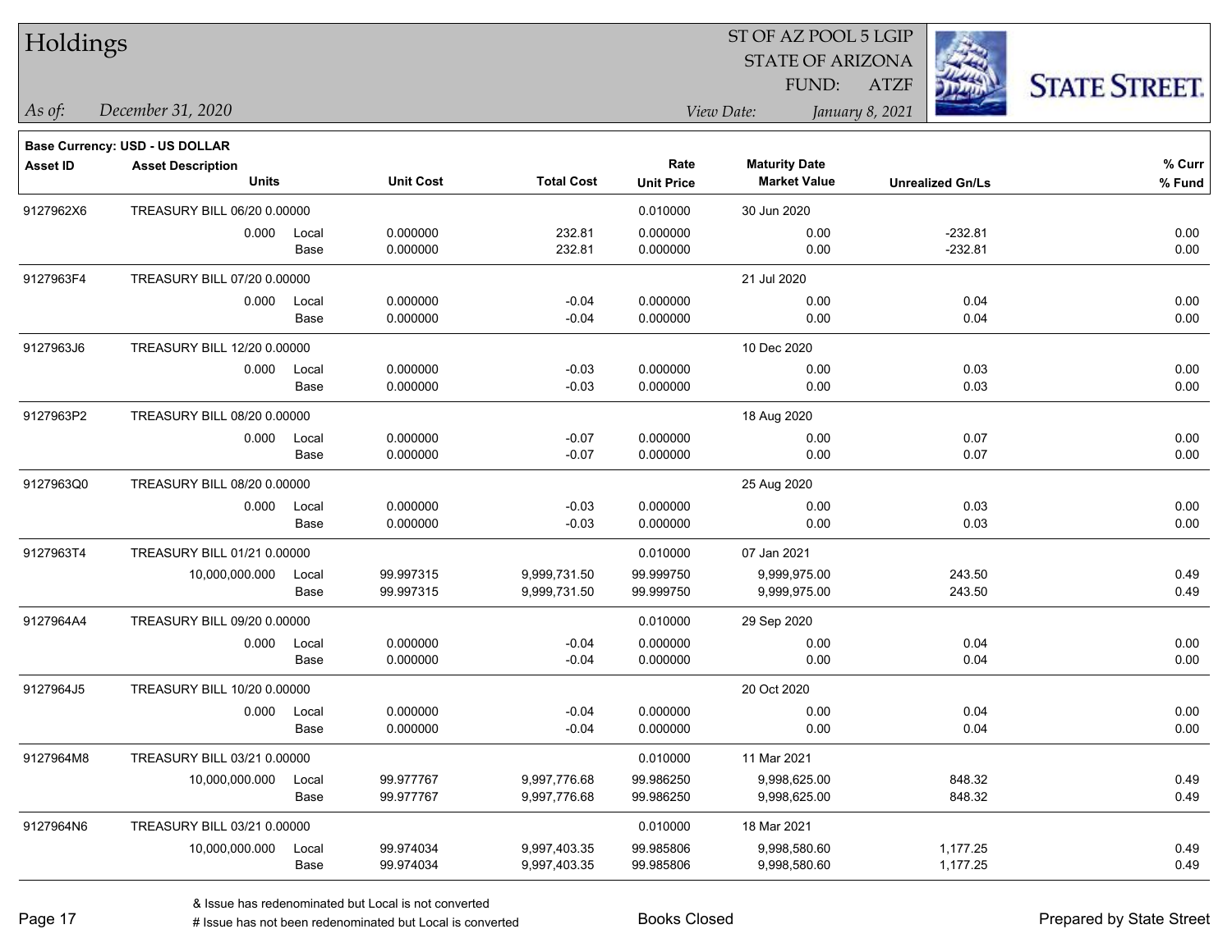# Holdings

ST OF AZ POOL 5 LGIP
STATE OF ARIZONA
FUND: ATZF

*As of:* *December 31, 2020*

*View Date:* *January 8, 2021*

STATE STREET.

**Base Currency: USD - US DOLLAR**

| Asset ID | Asset Description / Units | | Unit Cost | Total Cost | Rate / Unit Price | Maturity Date / Market Value | Unrealized Gn/Ls | % Curr / % Fund |
|---|---|---|---|---|---|---|---|---|
| 9127962X6 | TREASURY BILL 06/20 0.00000 | | | | 0.010000 | 30 Jun 2020 | | |
| | 0.000 | Local | 0.000000 | 232.81 | 0.000000 | 0.00 | -232.81 | 0.00 |
| | | Base | 0.000000 | 232.81 | 0.000000 | 0.00 | -232.81 | 0.00 |
| 9127963F4 | TREASURY BILL 07/20 0.00000 | | | | | 21 Jul 2020 | | |
| | 0.000 | Local | 0.000000 | -0.04 | 0.000000 | 0.00 | 0.04 | 0.00 |
| | | Base | 0.000000 | -0.04 | 0.000000 | 0.00 | 0.04 | 0.00 |
| 9127963J6 | TREASURY BILL 12/20 0.00000 | | | | | 10 Dec 2020 | | |
| | 0.000 | Local | 0.000000 | -0.03 | 0.000000 | 0.00 | 0.03 | 0.00 |
| | | Base | 0.000000 | -0.03 | 0.000000 | 0.00 | 0.03 | 0.00 |
| 9127963P2 | TREASURY BILL 08/20 0.00000 | | | | | 18 Aug 2020 | | |
| | 0.000 | Local | 0.000000 | -0.07 | 0.000000 | 0.00 | 0.07 | 0.00 |
| | | Base | 0.000000 | -0.07 | 0.000000 | 0.00 | 0.07 | 0.00 |
| 9127963Q0 | TREASURY BILL 08/20 0.00000 | | | | | 25 Aug 2020 | | |
| | 0.000 | Local | 0.000000 | -0.03 | 0.000000 | 0.00 | 0.03 | 0.00 |
| | | Base | 0.000000 | -0.03 | 0.000000 | 0.00 | 0.03 | 0.00 |
| 9127963T4 | TREASURY BILL 01/21 0.00000 | | | | 0.010000 | 07 Jan 2021 | | |
| | 10,000,000.000 | Local | 99.997315 | 9,999,731.50 | 99.999750 | 9,999,975.00 | 243.50 | 0.49 |
| | | Base | 99.997315 | 9,999,731.50 | 99.999750 | 9,999,975.00 | 243.50 | 0.49 |
| 9127964A4 | TREASURY BILL 09/20 0.00000 | | | | 0.010000 | 29 Sep 2020 | | |
| | 0.000 | Local | 0.000000 | -0.04 | 0.000000 | 0.00 | 0.04 | 0.00 |
| | | Base | 0.000000 | -0.04 | 0.000000 | 0.00 | 0.04 | 0.00 |
| 9127964J5 | TREASURY BILL 10/20 0.00000 | | | | 0.010000 | 20 Oct 2020 | | |
| | 0.000 | Local | 0.000000 | -0.04 | 0.000000 | 0.00 | 0.04 | 0.00 |
| | | Base | 0.000000 | -0.04 | 0.000000 | 0.00 | 0.04 | 0.00 |
| 9127964M8 | TREASURY BILL 03/21 0.00000 | | | | 0.010000 | 11 Mar 2021 | | |
| | 10,000,000.000 | Local | 99.977767 | 9,997,776.68 | 99.986250 | 9,998,625.00 | 848.32 | 0.49 |
| | | Base | 99.977767 | 9,997,776.68 | 99.986250 | 9,998,625.00 | 848.32 | 0.49 |
| 9127964N6 | TREASURY BILL 03/21 0.00000 | | | | 0.010000 | 18 Mar 2021 | | |
| | 10,000,000.000 | Local | 99.974034 | 9,997,403.35 | 99.985806 | 9,998,580.60 | 1,177.25 | 0.49 |
| | | Base | 99.974034 | 9,997,403.35 | 99.985806 | 9,998,580.60 | 1,177.25 | 0.49 |

& Issue has redenominated but Local is not converted
# Issue has not been redenominated but Local is converted

Books Closed

Prepared by State Street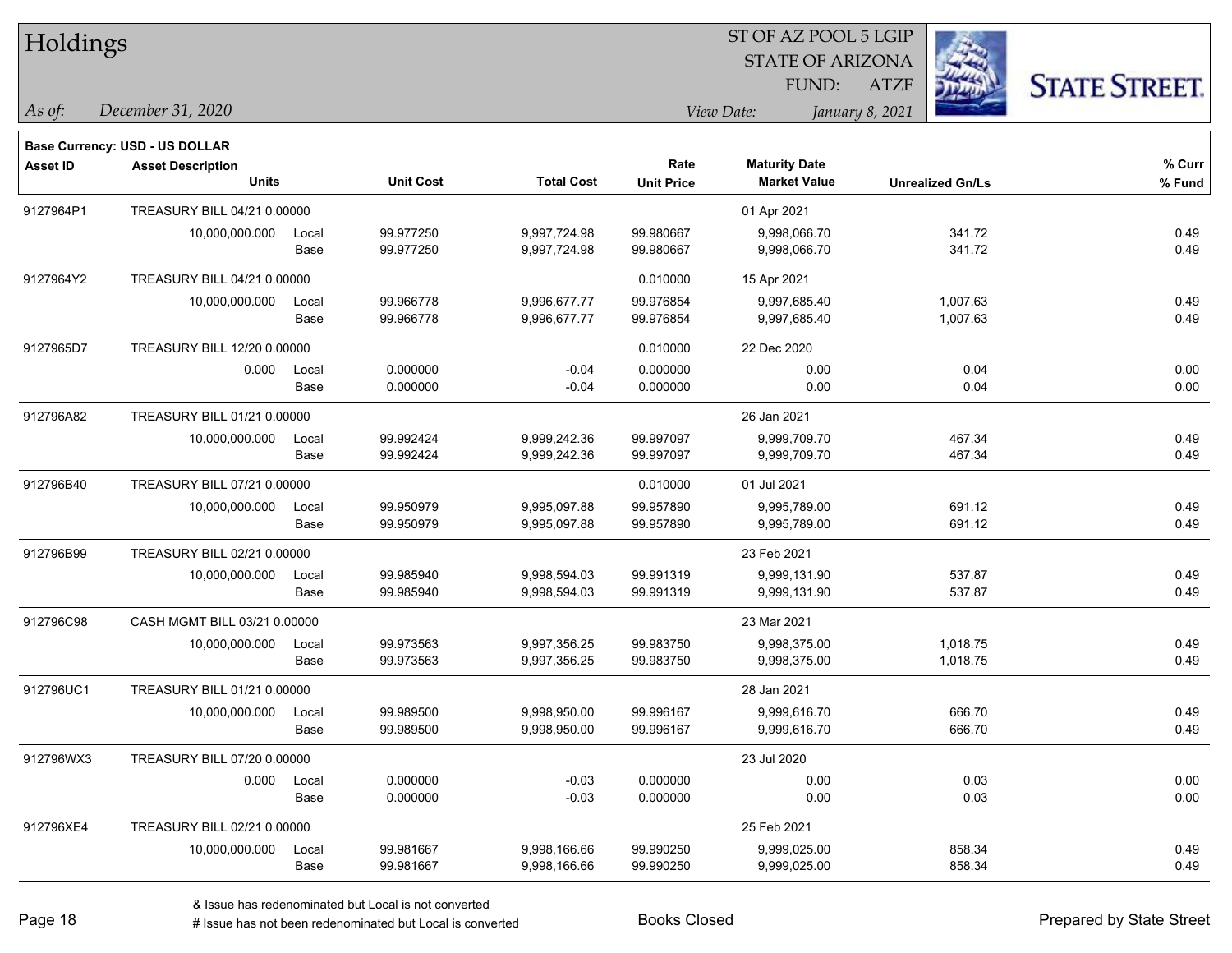# Holdings

ST OF AZ POOL 5 LGIP
STATE OF ARIZONA
FUND: ATZF

*As of:* *December 31, 2020*

*View Date:* *January 8, 2021*

**Base Currency: USD - US DOLLAR**

| Asset ID | Asset Description / Units | | Unit Cost | Total Cost | Rate / Unit Price | Maturity Date / Market Value | Unrealized Gn/Ls | % Curr / % Fund |
|---|---|---|---|---|---|---|---|---|
| 9127964P1 | TREASURY BILL 04/21 0.00000 | | | | | 01 Apr 2021 | | |
| | 10,000,000.000 | Local | 99.977250 | 9,997,724.98 | 99.980667 | 9,998,066.70 | 341.72 | 0.49 |
| | | Base | 99.977250 | 9,997,724.98 | 99.980667 | 9,998,066.70 | 341.72 | 0.49 |
| 9127964Y2 | TREASURY BILL 04/21 0.00000 | | | | 0.010000 | 15 Apr 2021 | | |
| | 10,000,000.000 | Local | 99.966778 | 9,996,677.77 | 99.976854 | 9,997,685.40 | 1,007.63 | 0.49 |
| | | Base | 99.966778 | 9,996,677.77 | 99.976854 | 9,997,685.40 | 1,007.63 | 0.49 |
| 9127965D7 | TREASURY BILL 12/20 0.00000 | | | | 0.010000 | 22 Dec 2020 | | |
| | 0.000 | Local | 0.000000 | -0.04 | 0.000000 | 0.00 | 0.04 | 0.00 |
| | | Base | 0.000000 | -0.04 | 0.000000 | 0.00 | 0.04 | 0.00 |
| 912796A82 | TREASURY BILL 01/21 0.00000 | | | | | 26 Jan 2021 | | |
| | 10,000,000.000 | Local | 99.992424 | 9,999,242.36 | 99.997097 | 9,999,709.70 | 467.34 | 0.49 |
| | | Base | 99.992424 | 9,999,242.36 | 99.997097 | 9,999,709.70 | 467.34 | 0.49 |
| 912796B40 | TREASURY BILL 07/21 0.00000 | | | | 0.010000 | 01 Jul 2021 | | |
| | 10,000,000.000 | Local | 99.950979 | 9,995,097.88 | 99.957890 | 9,995,789.00 | 691.12 | 0.49 |
| | | Base | 99.950979 | 9,995,097.88 | 99.957890 | 9,995,789.00 | 691.12 | 0.49 |
| 912796B99 | TREASURY BILL 02/21 0.00000 | | | | | 23 Feb 2021 | | |
| | 10,000,000.000 | Local | 99.985940 | 9,998,594.03 | 99.991319 | 9,999,131.90 | 537.87 | 0.49 |
| | | Base | 99.985940 | 9,998,594.03 | 99.991319 | 9,999,131.90 | 537.87 | 0.49 |
| 912796C98 | CASH MGMT BILL 03/21 0.00000 | | | | | 23 Mar 2021 | | |
| | 10,000,000.000 | Local | 99.973563 | 9,997,356.25 | 99.983750 | 9,998,375.00 | 1,018.75 | 0.49 |
| | | Base | 99.973563 | 9,997,356.25 | 99.983750 | 9,998,375.00 | 1,018.75 | 0.49 |
| 912796UC1 | TREASURY BILL 01/21 0.00000 | | | | | 28 Jan 2021 | | |
| | 10,000,000.000 | Local | 99.989500 | 9,998,950.00 | 99.996167 | 9,999,616.70 | 666.70 | 0.49 |
| | | Base | 99.989500 | 9,998,950.00 | 99.996167 | 9,999,616.70 | 666.70 | 0.49 |
| 912796WX3 | TREASURY BILL 07/20 0.00000 | | | | | 23 Jul 2020 | | |
| | 0.000 | Local | 0.000000 | -0.03 | 0.000000 | 0.00 | 0.03 | 0.00 |
| | | Base | 0.000000 | -0.03 | 0.000000 | 0.00 | 0.03 | 0.00 |
| 912796XE4 | TREASURY BILL 02/21 0.00000 | | | | | 25 Feb 2021 | | |
| | 10,000,000.000 | Local | 99.981667 | 9,998,166.66 | 99.990250 | 9,999,025.00 | 858.34 | 0.49 |
| | | Base | 99.981667 | 9,998,166.66 | 99.990250 | 9,999,025.00 | 858.34 | 0.49 |

& Issue has redenominated but Local is not converted
# Issue has not been redenominated but Local is converted

Books Closed

Prepared by State Street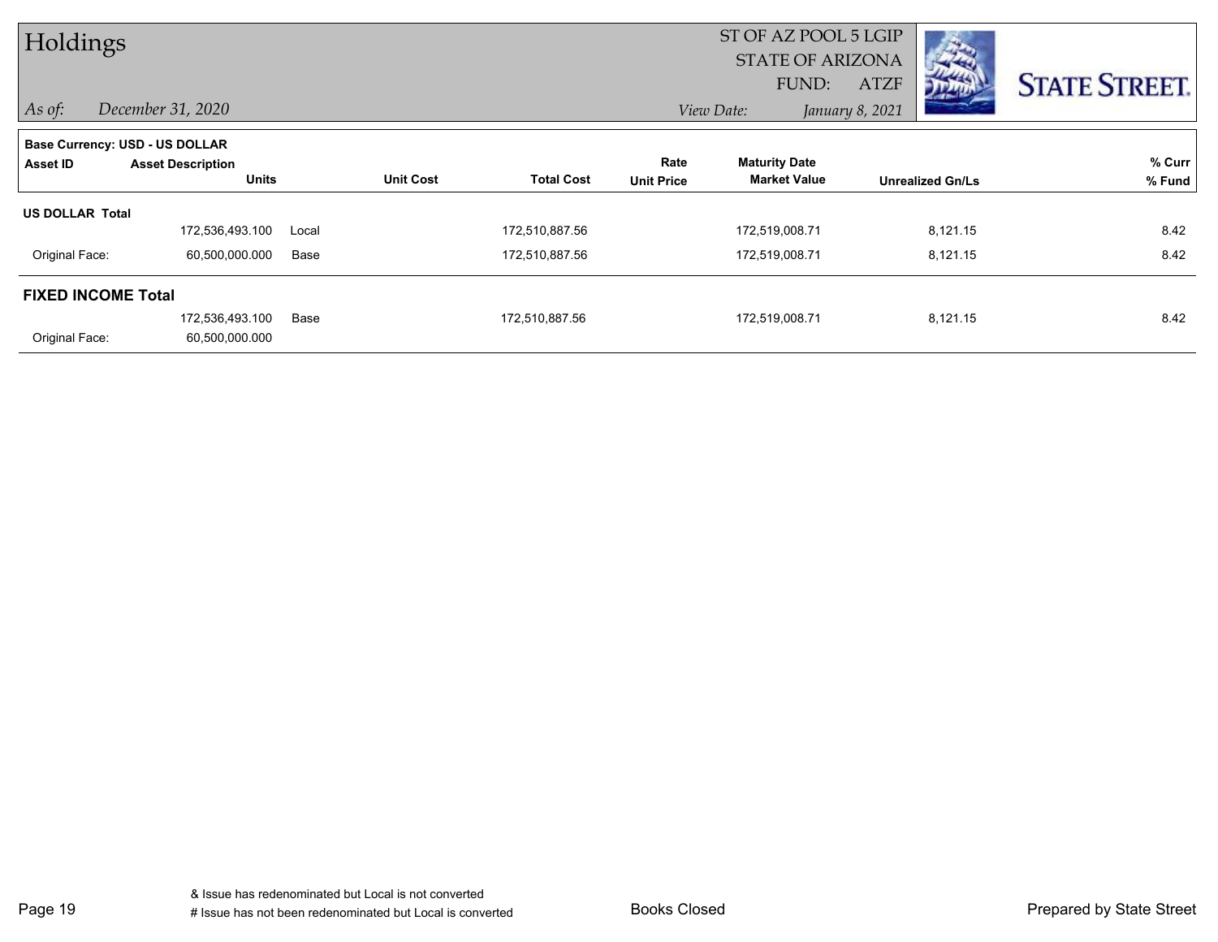# Holdings

ST OF AZ POOL 5 LGIP
STATE OF ARIZONA
FUND: ATZF

*As of:* December 31, 2020

*View Date:* January 8, 2021

**Base Currency: USD - US DOLLAR**

| Asset ID | Asset Description Units | | Unit Cost | Total Cost | Rate Unit Price | Maturity Date Market Value | Unrealized Gn/Ls | % Curr % Fund |
|---|---|---|---|---|---|---|---|---|
| **US DOLLAR Total** | | | | | | | | |
| | 172,536,493.100 | Local | | 172,510,887.56 | | 172,519,008.71 | 8,121.15 | 8.42 |
| Original Face: | 60,500,000.000 | Base | | 172,510,887.56 | | 172,519,008.71 | 8,121.15 | 8.42 |
| **FIXED INCOME Total** | | | | | | | | |
| | 172,536,493.100 | Base | | 172,510,887.56 | | 172,519,008.71 | 8,121.15 | 8.42 |
| Original Face: | 60,500,000.000 | | | | | | | |

& Issue has redenominated but Local is not converted
# Issue has not been redenominated but Local is converted

Books Closed

Prepared by State Street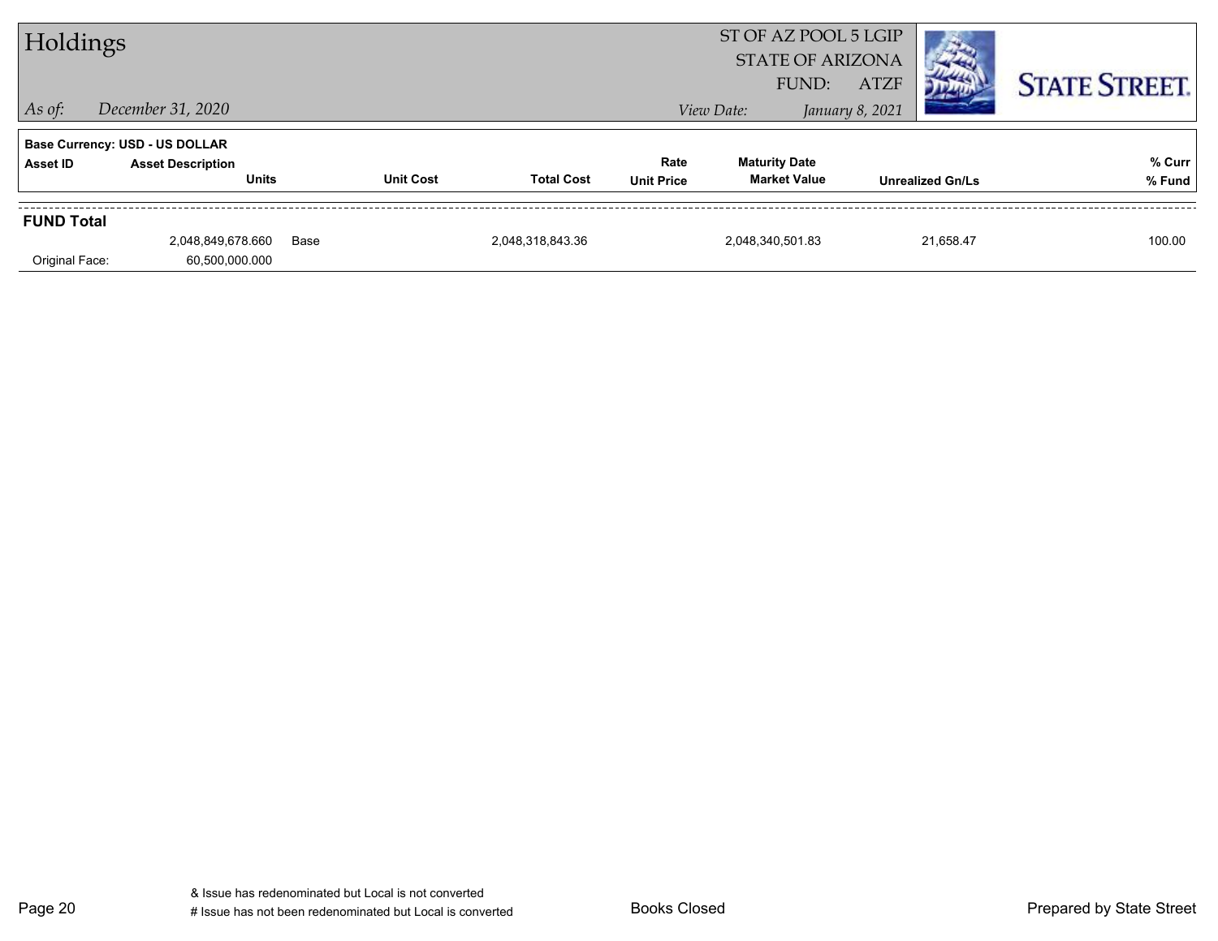# Holdings

ST OF AZ POOL 5 LGIP
STATE OF ARIZONA
FUND: ATZF

*As of:* *December 31, 2020*
*View Date:* *January 8, 2021*

STATE STREET.

**Base Currency: USD - US DOLLAR**

| Asset ID | Asset Description / Units | | Unit Cost | Total Cost | Rate / Unit Price | Maturity Date / Market Value | Unrealized Gn/Ls | % Curr / % Fund |
|---|---|---|---|---|---|---|---|---|
| **FUND Total** | | | | | | | | |
| | 2,048,849,678.660 | Base | | 2,048,318,843.36 | | 2,048,340,501.83 | 21,658.47 | 100.00 |
| Original Face: | 60,500,000.000 | | | | | | | |

& Issue has redenominated but Local is not converted
# Issue has not been redenominated but Local is converted

Books Closed

Prepared by State Street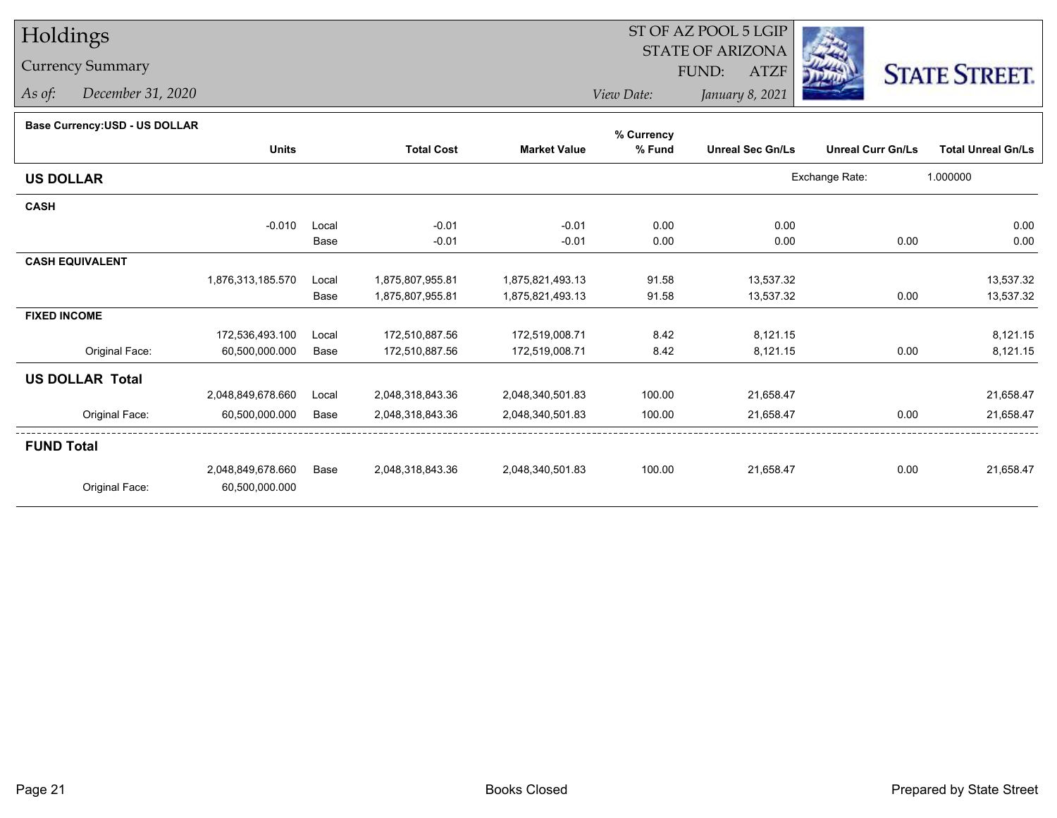# Holdings

## Currency Summary

*As of:* *December 31, 2020*

ST OF AZ POOL 5 LGIP
STATE OF ARIZONA
FUND: ATZF

*View Date:* *January 8, 2021*

**Base Currency:USD - US DOLLAR**

| | Units | | Total Cost | Market Value | % Currency % Fund | Unreal Sec Gn/Ls | Unreal Curr Gn/Ls | Total Unreal Gn/Ls |
|---|---|---|---|---|---|---|---|---|
| **US DOLLAR** | | | | | | Exchange Rate: | 1.000000 | |
| **CASH** | | | | | | | | |
| | -0.010 | Local | -0.01 | -0.01 | 0.00 | 0.00 | | 0.00 |
| | | Base | -0.01 | -0.01 | 0.00 | 0.00 | 0.00 | 0.00 |
| **CASH EQUIVALENT** | | | | | | | | |
| | 1,876,313,185.570 | Local | 1,875,807,955.81 | 1,875,821,493.13 | 91.58 | 13,537.32 | | 13,537.32 |
| | | Base | 1,875,807,955.81 | 1,875,821,493.13 | 91.58 | 13,537.32 | 0.00 | 13,537.32 |
| **FIXED INCOME** | | | | | | | | |
| | 172,536,493.100 | Local | 172,510,887.56 | 172,519,008.71 | 8.42 | 8,121.15 | | 8,121.15 |
| Original Face: | 60,500,000.000 | Base | 172,510,887.56 | 172,519,008.71 | 8.42 | 8,121.15 | 0.00 | 8,121.15 |
| **US DOLLAR Total** | | | | | | | | |
| | 2,048,849,678.660 | Local | 2,048,318,843.36 | 2,048,340,501.83 | 100.00 | 21,658.47 | | 21,658.47 |
| Original Face: | 60,500,000.000 | Base | 2,048,318,843.36 | 2,048,340,501.83 | 100.00 | 21,658.47 | 0.00 | 21,658.47 |
| **FUND Total** | | | | | | | | |
| | 2,048,849,678.660 | Base | 2,048,318,843.36 | 2,048,340,501.83 | 100.00 | 21,658.47 | 0.00 | 21,658.47 |
| Original Face: | 60,500,000.000 | | | | | | | |

Books Closed

Prepared by State Street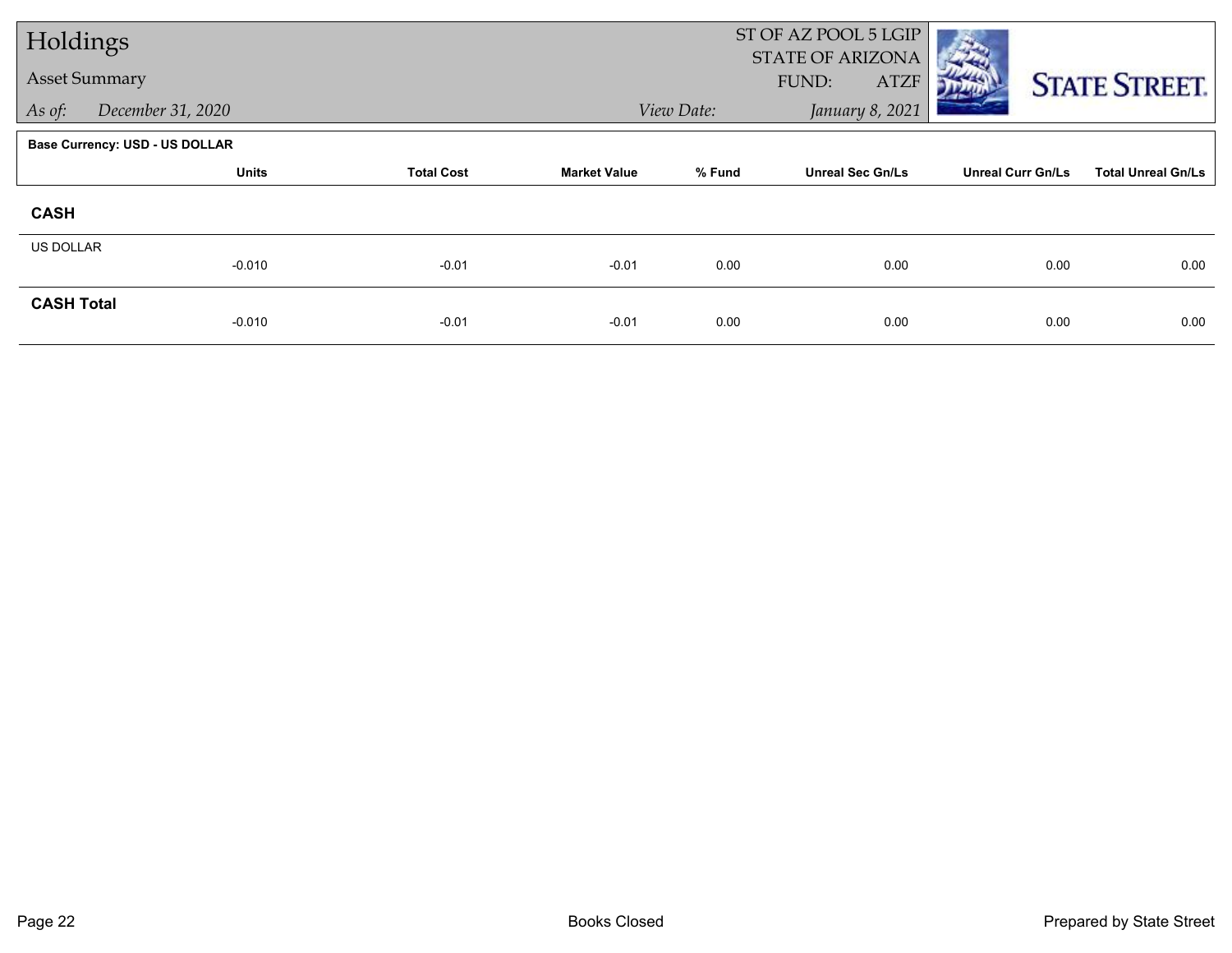# Holdings

## Asset Summary

*As of:* December 31, 2020

ST OF AZ POOL 5 LGIP
STATE OF ARIZONA
FUND: ATZF

*View Date:* January 8, 2021

**Base Currency: USD - US DOLLAR**

| | Units | Total Cost | Market Value | % Fund | Unreal Sec Gn/Ls | Unreal Curr Gn/Ls | Total Unreal Gn/Ls |
|---|---|---|---|---|---|---|---|
| **CASH** | | | | | | | |
| US DOLLAR | -0.010 | -0.01 | -0.01 | 0.00 | 0.00 | 0.00 | 0.00 |
| **CASH Total** | -0.010 | -0.01 | -0.01 | 0.00 | 0.00 | 0.00 | 0.00 |

Books Closed

Prepared by State Street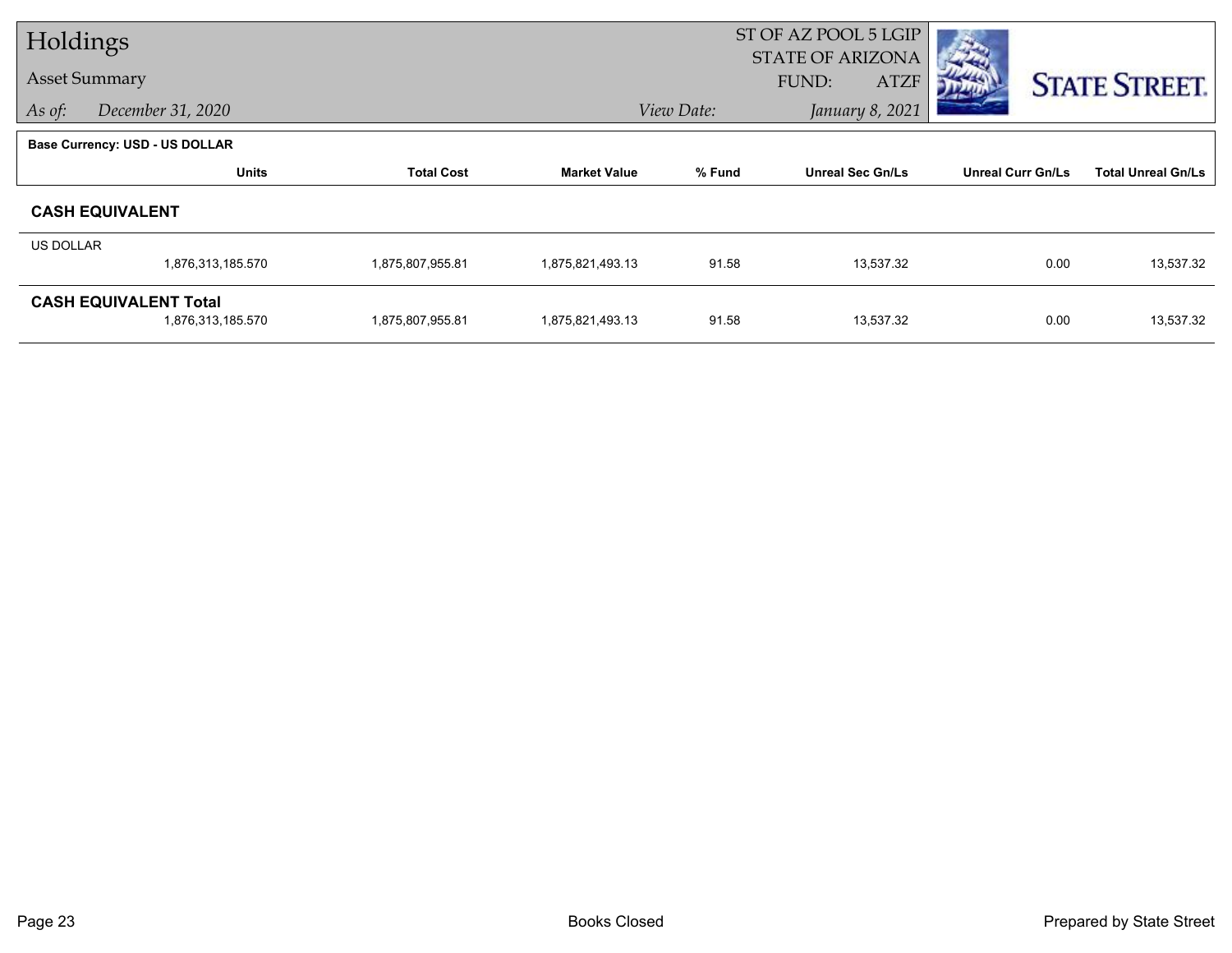# Holdings

## Asset Summary

*As of:* *December 31, 2020*

ST OF AZ POOL 5 LGIP
STATE OF ARIZONA
FUND: ATZF

*View Date:* *January 8, 2021*

STATE STREET.

**Base Currency: USD - US DOLLAR**

| | Units | Total Cost | Market Value | % Fund | Unreal Sec Gn/Ls | Unreal Curr Gn/Ls | Total Unreal Gn/Ls |
|---|---|---|---|---|---|---|---|
| **CASH EQUIVALENT** | | | | | | | |
| US DOLLAR | 1,876,313,185.570 | 1,875,807,955.81 | 1,875,821,493.13 | 91.58 | 13,537.32 | 0.00 | 13,537.32 |
| **CASH EQUIVALENT Total** | 1,876,313,185.570 | 1,875,807,955.81 | 1,875,821,493.13 | 91.58 | 13,537.32 | 0.00 | 13,537.32 |

Books Closed

Prepared by State Street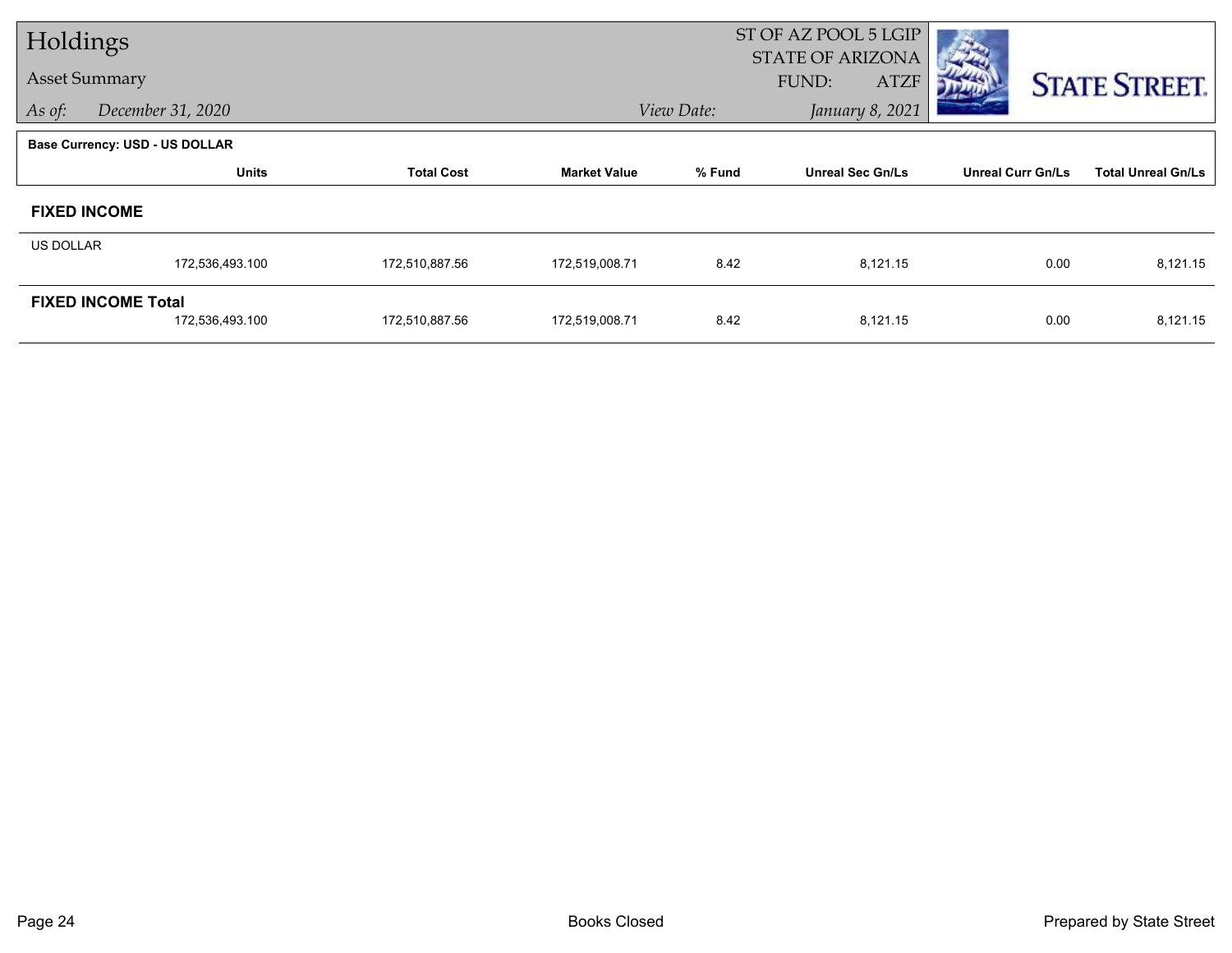# Holdings

## Asset Summary

*As of:* *December 31, 2020*

ST OF AZ POOL 5 LGIP
STATE OF ARIZONA
FUND: ATZF
*View Date:* *January 8, 2021*

STATE STREET.

**Base Currency: USD - US DOLLAR**

| | Units | Total Cost | Market Value | % Fund | Unreal Sec Gn/Ls | Unreal Curr Gn/Ls | Total Unreal Gn/Ls |
|---|---|---|---|---|---|---|---|
| **FIXED INCOME** | | | | | | | |
| US DOLLAR | | | | | | | |
| | 172,536,493.100 | 172,510,887.56 | 172,519,008.71 | 8.42 | 8,121.15 | 0.00 | 8,121.15 |
| **FIXED INCOME Total** | | | | | | | |
| | 172,536,493.100 | 172,510,887.56 | 172,519,008.71 | 8.42 | 8,121.15 | 0.00 | 8,121.15 |

Books Closed

Prepared by State Street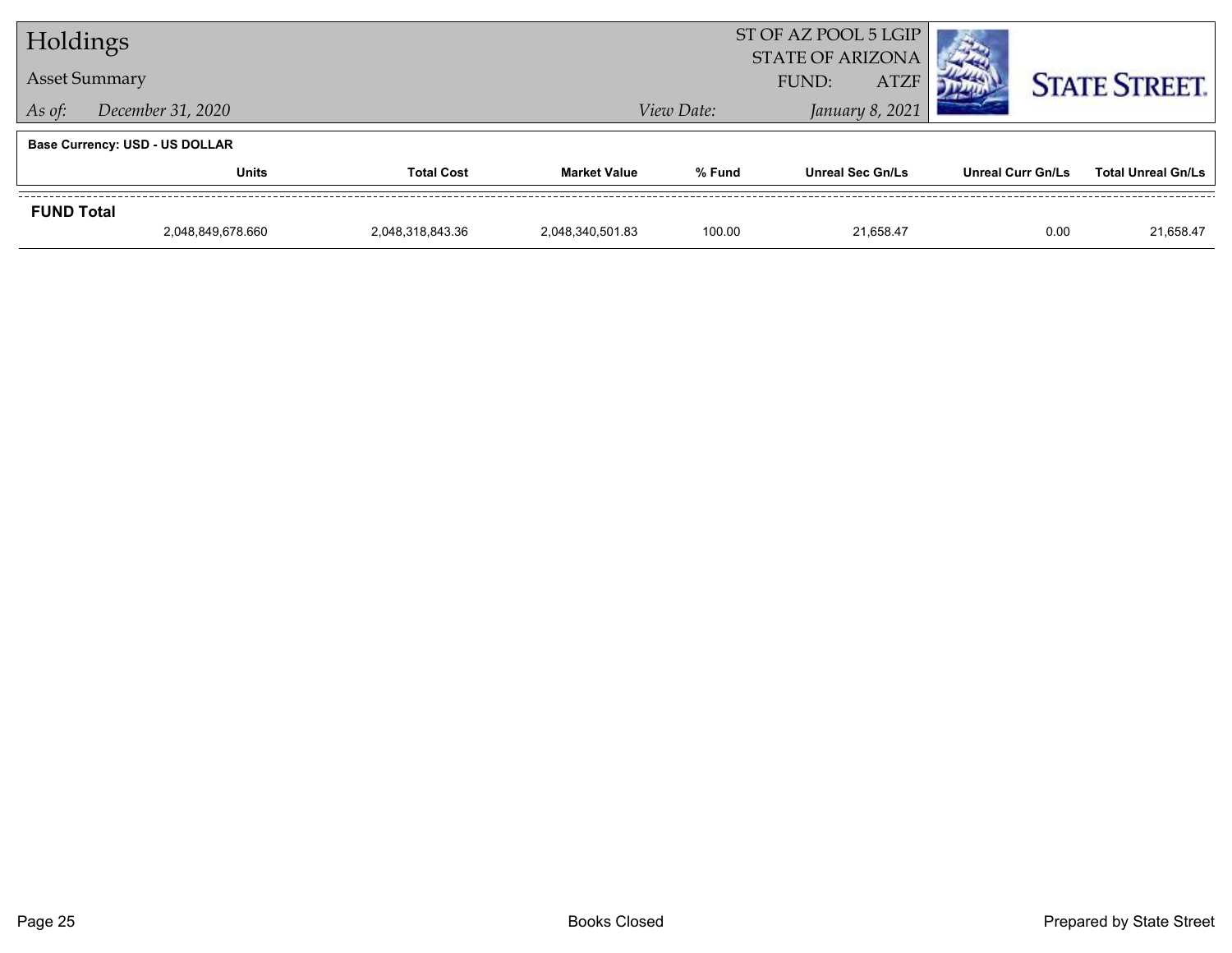# Holdings

## Asset Summary

*As of:* *December 31, 2020*  *View Date:* *January 8, 2021*

ST OF AZ POOL 5 LGIP
STATE OF ARIZONA
FUND: ATZF

STATE STREET.

**Base Currency: USD - US DOLLAR**

| | Units | Total Cost | Market Value | % Fund | Unreal Sec Gn/Ls | Unreal Curr Gn/Ls | Total Unreal Gn/Ls |
|---|---|---|---|---|---|---|---|
| **FUND Total** | | | | | | | |
| | 2,048,849,678.660 | 2,048,318,843.36 | 2,048,340,501.83 | 100.00 | 21,658.47 | 0.00 | 21,658.47 |

Books Closed

Prepared by State Street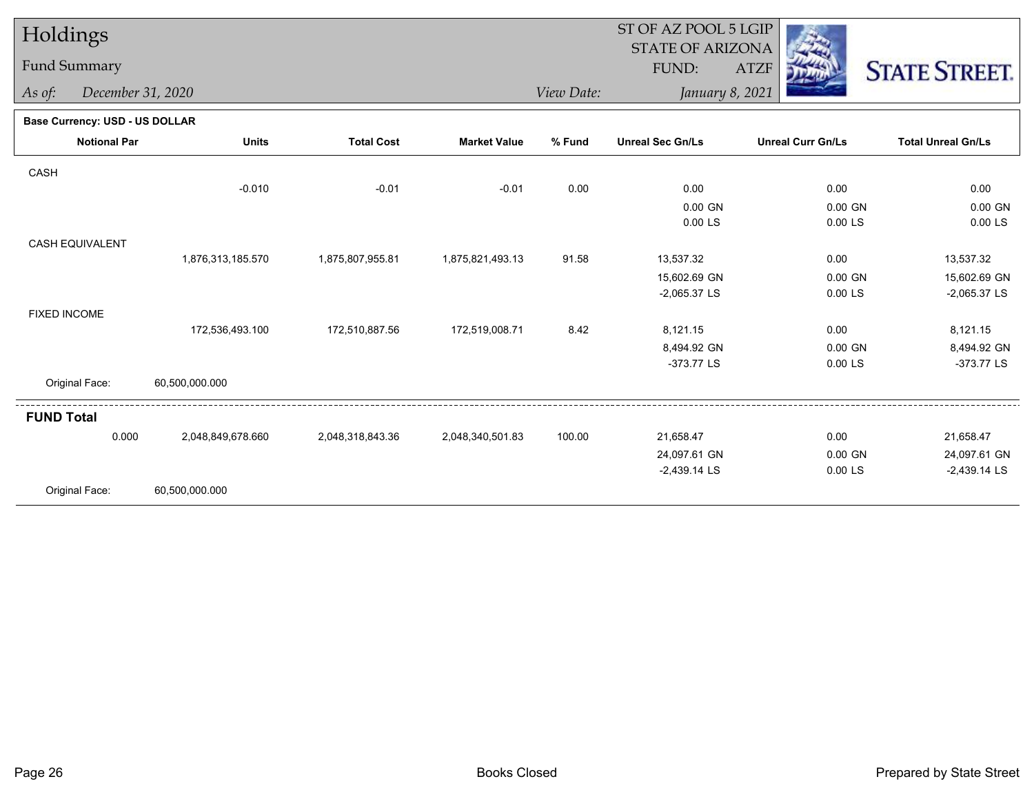# Holdings

Fund Summary

*As of:* *December 31, 2020*

ST OF AZ POOL 5 LGIP
STATE OF ARIZONA
FUND: ATZF

*View Date:* *January 8, 2021*

**Base Currency: USD - US DOLLAR**

| Notional Par | Units | Total Cost | Market Value | % Fund | Unreal Sec Gn/Ls | Unreal Curr Gn/Ls | Total Unreal Gn/Ls |
|---|---|---|---|---|---|---|---|
| CASH | | | | | | | |
| | -0.010 | -0.01 | -0.01 | 0.00 | 0.00 | 0.00 | 0.00 |
| | | | | | 0.00 GN | 0.00 GN | 0.00 GN |
| | | | | | 0.00 LS | 0.00 LS | 0.00 LS |
| CASH EQUIVALENT | | | | | | | |
| | 1,876,313,185.570 | 1,875,807,955.81 | 1,875,821,493.13 | 91.58 | 13,537.32 | 0.00 | 13,537.32 |
| | | | | | 15,602.69 GN | 0.00 GN | 15,602.69 GN |
| | | | | | -2,065.37 LS | 0.00 LS | -2,065.37 LS |
| FIXED INCOME | | | | | | | |
| | 172,536,493.100 | 172,510,887.56 | 172,519,008.71 | 8.42 | 8,121.15 | 0.00 | 8,121.15 |
| | | | | | 8,494.92 GN | 0.00 GN | 8,494.92 GN |
| | | | | | -373.77 LS | 0.00 LS | -373.77 LS |
| Original Face: | 60,500,000.000 | | | | | | |
| **FUND Total** | | | | | | | |
| 0.000 | 2,048,849,678.660 | 2,048,318,843.36 | 2,048,340,501.83 | 100.00 | 21,658.47 | 0.00 | 21,658.47 |
| | | | | | 24,097.61 GN | 0.00 GN | 24,097.61 GN |
| | | | | | -2,439.14 LS | 0.00 LS | -2,439.14 LS |
| Original Face: | 60,500,000.000 | | | | | | |

Books Closed

Prepared by State Street